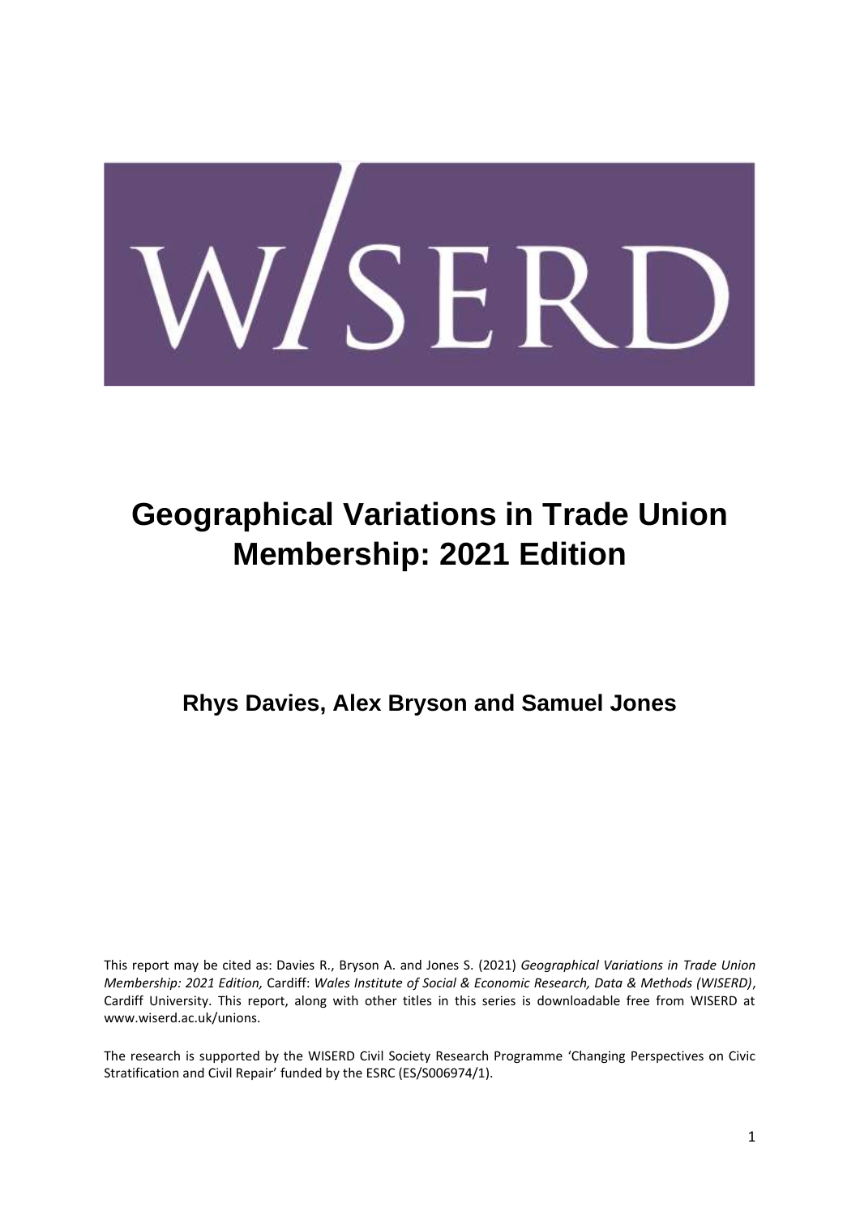W/SERD

# Geographical Variations in Trade Union Membership: 2021 Edition

## Rhys Davies, Alex Bryson and Samuel Jones

This report may be cited as: Davies R., Bryson A. and Jones S. (2021) *Geographical Variations in Trade Union Membership: 2021 Edition,* Cardiff: *Wales Institute of Social & Economic Research, Data & Methods (WISERD)*, Cardiff University. This report, along with other titles in this series is downloadable free from WISERD at www.wiserd.ac.uk/unions.

The research is supported by the WISERD Civil Society Research Programme 'Changing Perspectives on Civic Stratification and Civil Repair' funded by the ESRC (ES/S006974/1).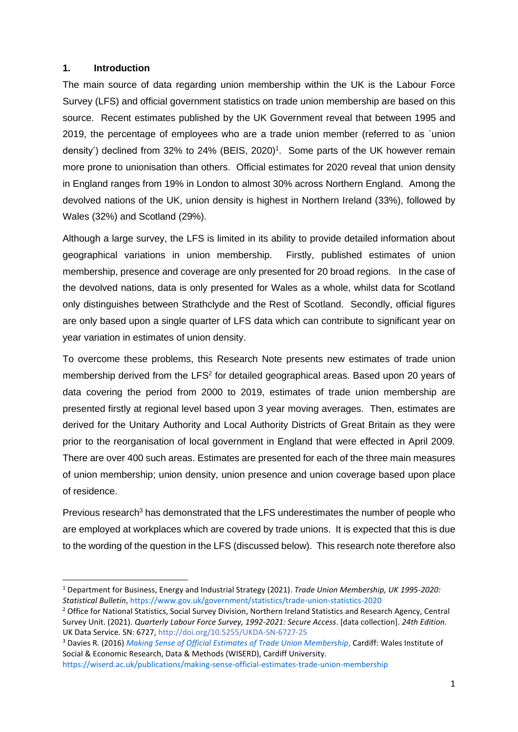## 1. Introduction

The main source of data regarding union membership within the UK is the Labour Force Survey (LFS) and official government statistics on trade union membership are based on this source. Recent estimates published by the UK Government reveal that between 1995 and 2019, the percentage of employees who are a trade union member (referred to as `union density') declined from 32% to 24% (BEIS, 2020)[1]. Some parts of the UK however remain more prone to unionisation than others. Official estimates for 2020 reveal that union density in England ranges from 19% in London to almost 30% across Northern England. Among the devolved nations of the UK, union density is highest in Northern Ireland (33%), followed by Wales (32%) and Scotland (29%).

Although a large survey, the LFS is limited in its ability to provide detailed information about geographical variations in union membership. Firstly, published estimates of union membership, presence and coverage are only presented for 20 broad regions. In the case of the devolved nations, data is only presented for Wales as a whole, whilst data for Scotland only distinguishes between Strathclyde and the Rest of Scotland. Secondly, official figures are only based upon a single quarter of LFS data which can contribute to significant year on year variation in estimates of union density.

To overcome these problems, this Research Note presents new estimates of trade union membership derived from the LFS[2] for detailed geographical areas. Based upon 20 years of data covering the period from 2000 to 2019, estimates of trade union membership are presented firstly at regional level based upon 3 year moving averages. Then, estimates are derived for the Unitary Authority and Local Authority Districts of Great Britain as they were prior to the reorganisation of local government in England that were effected in April 2009. There are over 400 such areas. Estimates are presented for each of the three main measures of union membership; union density, union presence and union coverage based upon place of residence.

Previous research[3] has demonstrated that the LFS underestimates the number of people who are employed at workplaces which are covered by trade unions. It is expected that this is due to the wording of the question in the LFS (discussed below). This research note therefore also

---

[1] Department for Business, Energy and Industrial Strategy (2021). *Trade Union Membership, UK 1995-2020: Statistical Bulletin*, https://www.gov.uk/government/statistics/trade-union-statistics-2020

[2] Office for National Statistics, Social Survey Division, Northern Ireland Statistics and Research Agency, Central Survey Unit. (2021). *Quarterly Labour Force Survey, 1992-2021: Secure Access*. [data collection]. *24th Edition.* UK Data Service. SN: 6727, http://doi.org/10.5255/UKDA-SN-6727-25

[3] Davies R. (2016) *Making Sense of Official Estimates of Trade Union Membership*, Cardiff: Wales Institute of Social & Economic Research, Data & Methods (WISERD), Cardiff University. https://wiserd.ac.uk/publications/making-sense-official-estimates-trade-union-membership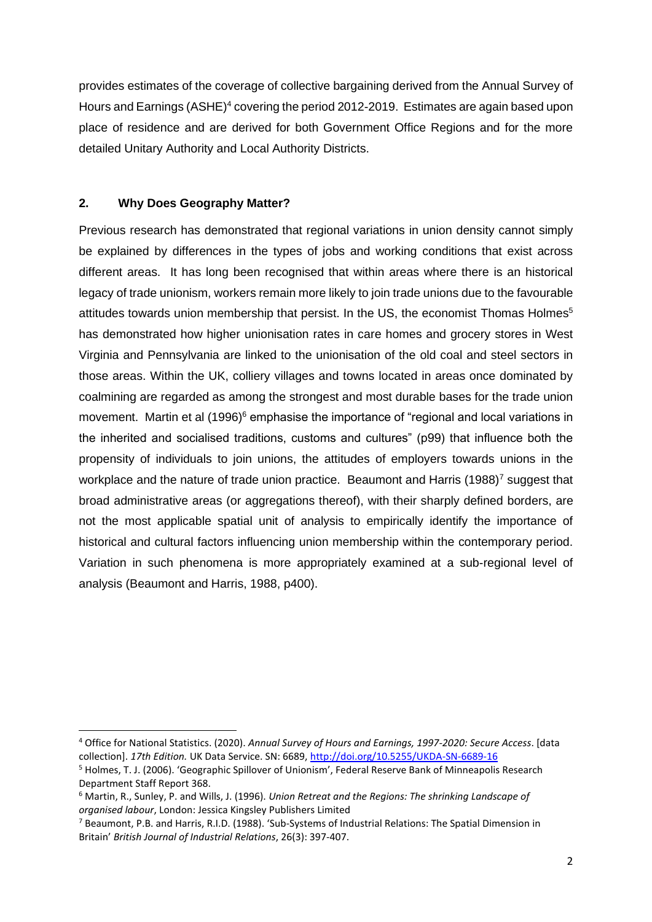provides estimates of the coverage of collective bargaining derived from the Annual Survey of Hours and Earnings (ASHE)[4] covering the period 2012-2019. Estimates are again based upon place of residence and are derived for both Government Office Regions and for the more detailed Unitary Authority and Local Authority Districts.

## 2. Why Does Geography Matter?

Previous research has demonstrated that regional variations in union density cannot simply be explained by differences in the types of jobs and working conditions that exist across different areas. It has long been recognised that within areas where there is an historical legacy of trade unionism, workers remain more likely to join trade unions due to the favourable attitudes towards union membership that persist. In the US, the economist Thomas Holmes[5] has demonstrated how higher unionisation rates in care homes and grocery stores in West Virginia and Pennsylvania are linked to the unionisation of the old coal and steel sectors in those areas. Within the UK, colliery villages and towns located in areas once dominated by coalmining are regarded as among the strongest and most durable bases for the trade union movement. Martin et al (1996)[6] emphasise the importance of "regional and local variations in the inherited and socialised traditions, customs and cultures" (p99) that influence both the propensity of individuals to join unions, the attitudes of employers towards unions in the workplace and the nature of trade union practice. Beaumont and Harris (1988)[7] suggest that broad administrative areas (or aggregations thereof), with their sharply defined borders, are not the most applicable spatial unit of analysis to empirically identify the importance of historical and cultural factors influencing union membership within the contemporary period. Variation in such phenomena is more appropriately examined at a sub-regional level of analysis (Beaumont and Harris, 1988, p400).

---

[4] Office for National Statistics. (2020). *Annual Survey of Hours and Earnings, 1997-2020: Secure Access*. [data collection]. *17th Edition.* UK Data Service. SN: 6689, http://doi.org/10.5255/UKDA-SN-6689-16

[5] Holmes, T. J. (2006). 'Geographic Spillover of Unionism', Federal Reserve Bank of Minneapolis Research Department Staff Report 368.

[6] Martin, R., Sunley, P. and Wills, J. (1996). *Union Retreat and the Regions: The shrinking Landscape of organised labour*, London: Jessica Kingsley Publishers Limited

[7] Beaumont, P.B. and Harris, R.I.D. (1988). 'Sub-Systems of Industrial Relations: The Spatial Dimension in Britain' *British Journal of Industrial Relations*, 26(3): 397-407.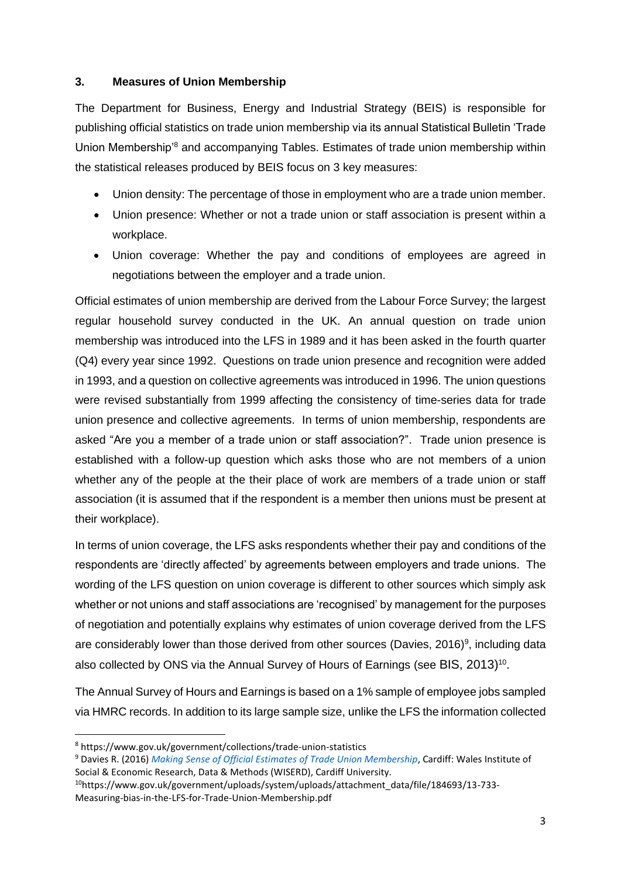## 3. Measures of Union Membership

The Department for Business, Energy and Industrial Strategy (BEIS) is responsible for publishing official statistics on trade union membership via its annual Statistical Bulletin 'Trade Union Membership'[8] and accompanying Tables. Estimates of trade union membership within the statistical releases produced by BEIS focus on 3 key measures:

- Union density: The percentage of those in employment who are a trade union member.
- Union presence: Whether or not a trade union or staff association is present within a workplace.
- Union coverage: Whether the pay and conditions of employees are agreed in negotiations between the employer and a trade union.

Official estimates of union membership are derived from the Labour Force Survey; the largest regular household survey conducted in the UK. An annual question on trade union membership was introduced into the LFS in 1989 and it has been asked in the fourth quarter (Q4) every year since 1992. Questions on trade union presence and recognition were added in 1993, and a question on collective agreements was introduced in 1996. The union questions were revised substantially from 1999 affecting the consistency of time-series data for trade union presence and collective agreements. In terms of union membership, respondents are asked "Are you a member of a trade union or staff association?". Trade union presence is established with a follow-up question which asks those who are not members of a union whether any of the people at the their place of work are members of a trade union or staff association (it is assumed that if the respondent is a member then unions must be present at their workplace).

In terms of union coverage, the LFS asks respondents whether their pay and conditions of the respondents are 'directly affected' by agreements between employers and trade unions. The wording of the LFS question on union coverage is different to other sources which simply ask whether or not unions and staff associations are 'recognised' by management for the purposes of negotiation and potentially explains why estimates of union coverage derived from the LFS are considerably lower than those derived from other sources (Davies, 2016)[9], including data also collected by ONS via the Annual Survey of Hours of Earnings (see BIS, 2013)[10].

The Annual Survey of Hours and Earnings is based on a 1% sample of employee jobs sampled via HMRC records. In addition to its large sample size, unlike the LFS the information collected

---

[8] https://www.gov.uk/government/collections/trade-union-statistics

[9] Davies R. (2016) *Making Sense of Official Estimates of Trade Union Membership*, Cardiff: Wales Institute of Social & Economic Research, Data & Methods (WISERD), Cardiff University.

[10] https://www.gov.uk/government/uploads/system/uploads/attachment_data/file/184693/13-733-Measuring-bias-in-the-LFS-for-Trade-Union-Membership.pdf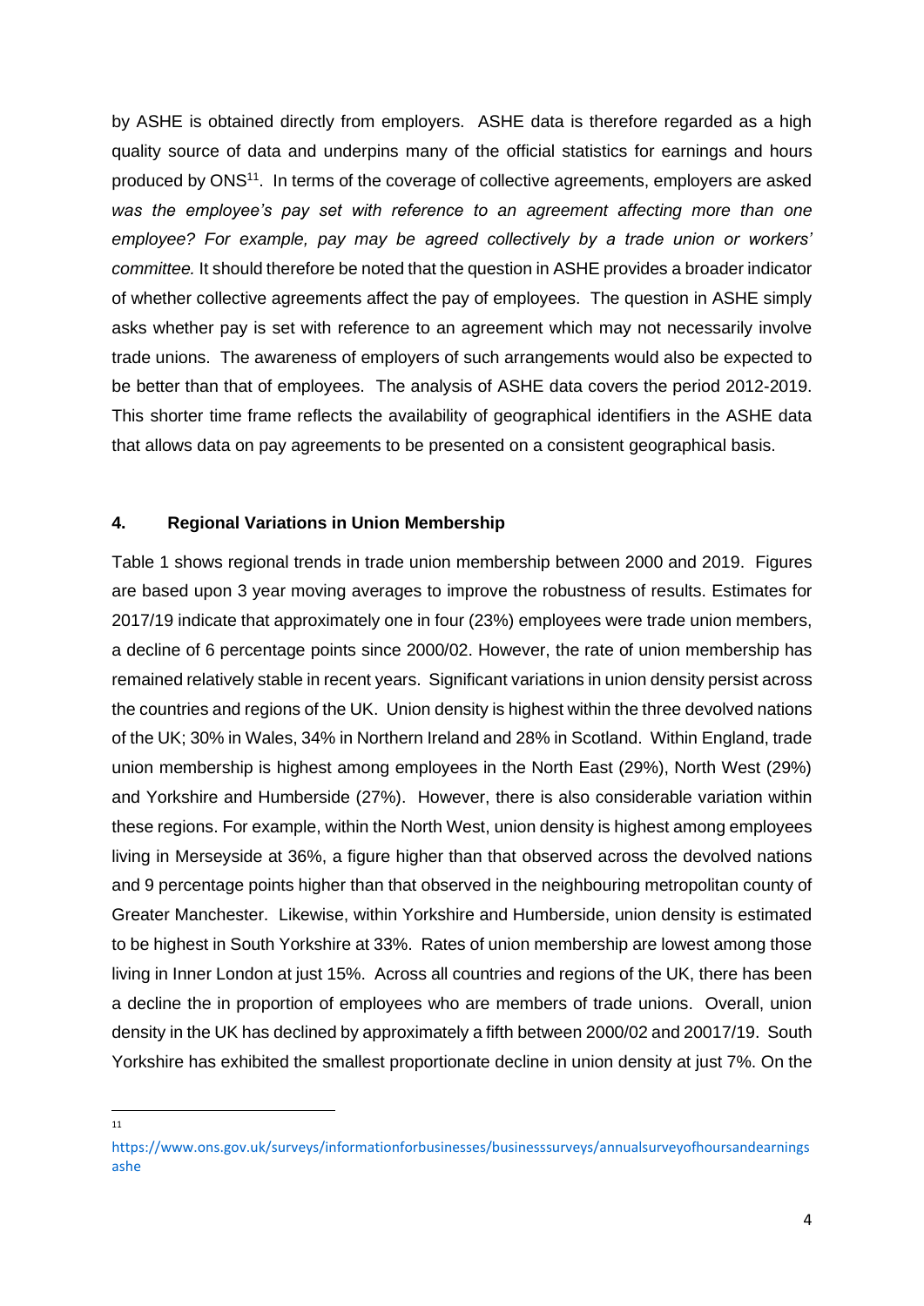by ASHE is obtained directly from employers. ASHE data is therefore regarded as a high quality source of data and underpins many of the official statistics for earnings and hours produced by ONS[11]. In terms of the coverage of collective agreements, employers are asked *was the employee's pay set with reference to an agreement affecting more than one employee? For example, pay may be agreed collectively by a trade union or workers' committee.* It should therefore be noted that the question in ASHE provides a broader indicator of whether collective agreements affect the pay of employees. The question in ASHE simply asks whether pay is set with reference to an agreement which may not necessarily involve trade unions. The awareness of employers of such arrangements would also be expected to be better than that of employees. The analysis of ASHE data covers the period 2012-2019. This shorter time frame reflects the availability of geographical identifiers in the ASHE data that allows data on pay agreements to be presented on a consistent geographical basis.

## 4. Regional Variations in Union Membership

Table 1 shows regional trends in trade union membership between 2000 and 2019. Figures are based upon 3 year moving averages to improve the robustness of results. Estimates for 2017/19 indicate that approximately one in four (23%) employees were trade union members, a decline of 6 percentage points since 2000/02. However, the rate of union membership has remained relatively stable in recent years. Significant variations in union density persist across the countries and regions of the UK. Union density is highest within the three devolved nations of the UK; 30% in Wales, 34% in Northern Ireland and 28% in Scotland. Within England, trade union membership is highest among employees in the North East (29%), North West (29%) and Yorkshire and Humberside (27%). However, there is also considerable variation within these regions. For example, within the North West, union density is highest among employees living in Merseyside at 36%, a figure higher than that observed across the devolved nations and 9 percentage points higher than that observed in the neighbouring metropolitan county of Greater Manchester. Likewise, within Yorkshire and Humberside, union density is estimated to be highest in South Yorkshire at 33%. Rates of union membership are lowest among those living in Inner London at just 15%. Across all countries and regions of the UK, there has been a decline the in proportion of employees who are members of trade unions. Overall, union density in the UK has declined by approximately a fifth between 2000/02 and 20017/19. South Yorkshire has exhibited the smallest proportionate decline in union density at just 7%. On the

[11] https://www.ons.gov.uk/surveys/informationforbusinesses/businesssurveys/annualsurveyofhoursandearningsashe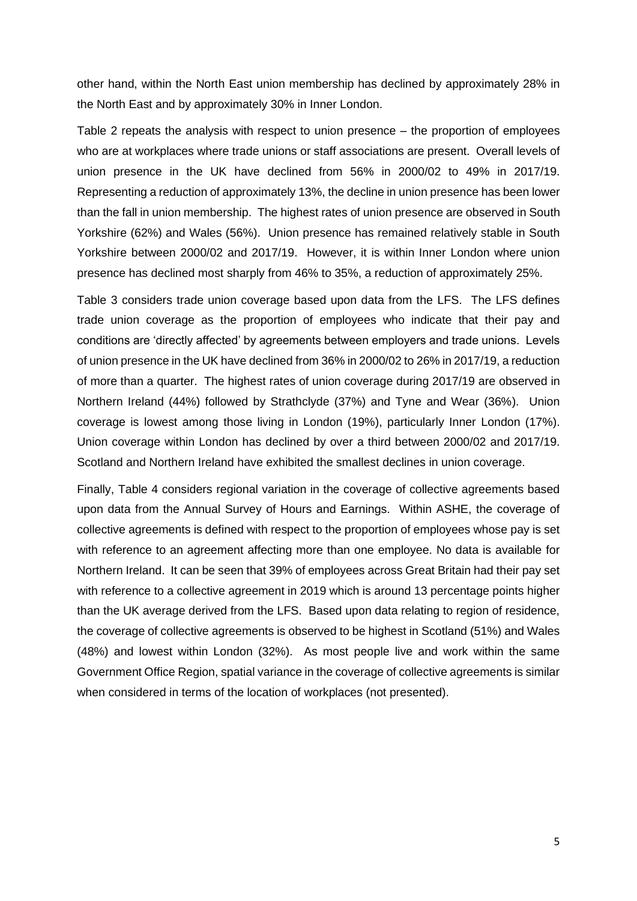other hand, within the North East union membership has declined by approximately 28% in the North East and by approximately 30% in Inner London.

Table 2 repeats the analysis with respect to union presence – the proportion of employees who are at workplaces where trade unions or staff associations are present. Overall levels of union presence in the UK have declined from 56% in 2000/02 to 49% in 2017/19. Representing a reduction of approximately 13%, the decline in union presence has been lower than the fall in union membership. The highest rates of union presence are observed in South Yorkshire (62%) and Wales (56%). Union presence has remained relatively stable in South Yorkshire between 2000/02 and 2017/19. However, it is within Inner London where union presence has declined most sharply from 46% to 35%, a reduction of approximately 25%.

Table 3 considers trade union coverage based upon data from the LFS. The LFS defines trade union coverage as the proportion of employees who indicate that their pay and conditions are 'directly affected' by agreements between employers and trade unions. Levels of union presence in the UK have declined from 36% in 2000/02 to 26% in 2017/19, a reduction of more than a quarter. The highest rates of union coverage during 2017/19 are observed in Northern Ireland (44%) followed by Strathclyde (37%) and Tyne and Wear (36%). Union coverage is lowest among those living in London (19%), particularly Inner London (17%). Union coverage within London has declined by over a third between 2000/02 and 2017/19. Scotland and Northern Ireland have exhibited the smallest declines in union coverage.

Finally, Table 4 considers regional variation in the coverage of collective agreements based upon data from the Annual Survey of Hours and Earnings. Within ASHE, the coverage of collective agreements is defined with respect to the proportion of employees whose pay is set with reference to an agreement affecting more than one employee. No data is available for Northern Ireland. It can be seen that 39% of employees across Great Britain had their pay set with reference to a collective agreement in 2019 which is around 13 percentage points higher than the UK average derived from the LFS. Based upon data relating to region of residence, the coverage of collective agreements is observed to be highest in Scotland (51%) and Wales (48%) and lowest within London (32%). As most people live and work within the same Government Office Region, spatial variance in the coverage of collective agreements is similar when considered in terms of the location of workplaces (not presented).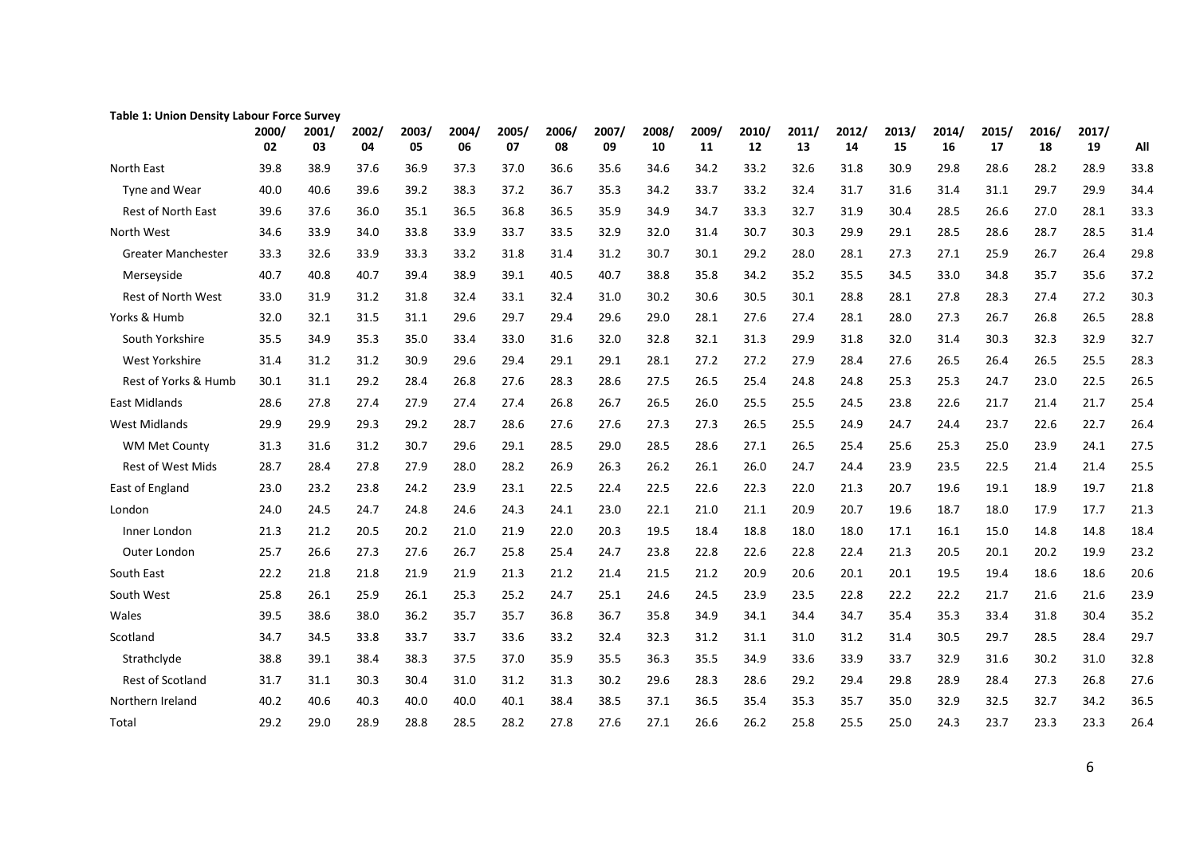**Table 1: Union Density Labour Force Survey**

| | 2000/02 | 2001/03 | 2002/04 | 2003/05 | 2004/06 | 2005/07 | 2006/08 | 2007/09 | 2008/10 | 2009/11 | 2010/12 | 2011/13 | 2012/14 | 2013/15 | 2014/16 | 2015/17 | 2016/18 | 2017/19 | All |
|---|---|---|---|---|---|---|---|---|---|---|---|---|---|---|---|---|---|---|---|
| North East | 39.8 | 38.9 | 37.6 | 36.9 | 37.3 | 37.0 | 36.6 | 35.6 | 34.6 | 34.2 | 33.2 | 32.6 | 31.8 | 30.9 | 29.8 | 28.6 | 28.2 | 28.9 | 33.8 |
| Tyne and Wear | 40.0 | 40.6 | 39.6 | 39.2 | 38.3 | 37.2 | 36.7 | 35.3 | 34.2 | 33.7 | 33.2 | 32.4 | 31.7 | 31.6 | 31.4 | 31.1 | 29.7 | 29.9 | 34.4 |
| Rest of North East | 39.6 | 37.6 | 36.0 | 35.1 | 36.5 | 36.8 | 36.5 | 35.9 | 34.9 | 34.7 | 33.3 | 32.7 | 31.9 | 30.4 | 28.5 | 26.6 | 27.0 | 28.1 | 33.3 |
| North West | 34.6 | 33.9 | 34.0 | 33.8 | 33.9 | 33.7 | 33.5 | 32.9 | 32.0 | 31.4 | 30.7 | 30.3 | 29.9 | 29.1 | 28.5 | 28.6 | 28.7 | 28.5 | 31.4 |
| Greater Manchester | 33.3 | 32.6 | 33.9 | 33.3 | 33.2 | 31.8 | 31.4 | 31.2 | 30.7 | 30.1 | 29.2 | 28.0 | 28.1 | 27.3 | 27.1 | 25.9 | 26.7 | 26.4 | 29.8 |
| Merseyside | 40.7 | 40.8 | 40.7 | 39.4 | 38.9 | 39.1 | 40.5 | 40.7 | 38.8 | 35.8 | 34.2 | 35.2 | 35.5 | 34.5 | 33.0 | 34.8 | 35.7 | 35.6 | 37.2 |
| Rest of North West | 33.0 | 31.9 | 31.2 | 31.8 | 32.4 | 33.1 | 32.4 | 31.0 | 30.2 | 30.6 | 30.5 | 30.1 | 28.8 | 28.1 | 27.8 | 28.3 | 27.4 | 27.2 | 30.3 |
| Yorks & Humb | 32.0 | 32.1 | 31.5 | 31.1 | 29.6 | 29.7 | 29.4 | 29.6 | 29.0 | 28.1 | 27.6 | 27.4 | 28.1 | 28.0 | 27.3 | 26.7 | 26.8 | 26.5 | 28.8 |
| South Yorkshire | 35.5 | 34.9 | 35.3 | 35.0 | 33.4 | 33.0 | 31.6 | 32.0 | 32.8 | 32.1 | 31.3 | 29.9 | 31.8 | 32.0 | 31.4 | 30.3 | 32.3 | 32.9 | 32.7 |
| West Yorkshire | 31.4 | 31.2 | 31.2 | 30.9 | 29.6 | 29.4 | 29.1 | 29.1 | 28.1 | 27.2 | 27.2 | 27.9 | 28.4 | 27.6 | 26.5 | 26.4 | 26.5 | 25.5 | 28.3 |
| Rest of Yorks & Humb | 30.1 | 31.1 | 29.2 | 28.4 | 26.8 | 27.6 | 28.3 | 28.6 | 27.5 | 26.5 | 25.4 | 24.8 | 24.8 | 25.3 | 25.3 | 24.7 | 23.0 | 22.5 | 26.5 |
| East Midlands | 28.6 | 27.8 | 27.4 | 27.9 | 27.4 | 27.4 | 26.8 | 26.7 | 26.5 | 26.0 | 25.5 | 25.5 | 24.5 | 23.8 | 22.6 | 21.7 | 21.4 | 21.7 | 25.4 |
| West Midlands | 29.9 | 29.9 | 29.3 | 29.2 | 28.7 | 28.6 | 27.6 | 27.6 | 27.3 | 27.3 | 26.5 | 25.5 | 24.9 | 24.7 | 24.4 | 23.7 | 22.6 | 22.7 | 26.4 |
| WM Met County | 31.3 | 31.6 | 31.2 | 30.7 | 29.6 | 29.1 | 28.5 | 29.0 | 28.5 | 28.6 | 27.1 | 26.5 | 25.4 | 25.6 | 25.3 | 25.0 | 23.9 | 24.1 | 27.5 |
| Rest of West Mids | 28.7 | 28.4 | 27.8 | 27.9 | 28.0 | 28.2 | 26.9 | 26.3 | 26.2 | 26.1 | 26.0 | 24.7 | 24.4 | 23.9 | 23.5 | 22.5 | 21.4 | 21.4 | 25.5 |
| East of England | 23.0 | 23.2 | 23.8 | 24.2 | 23.9 | 23.1 | 22.5 | 22.4 | 22.5 | 22.6 | 22.3 | 22.0 | 21.3 | 20.7 | 19.6 | 19.1 | 18.9 | 19.7 | 21.8 |
| London | 24.0 | 24.5 | 24.7 | 24.8 | 24.6 | 24.3 | 24.1 | 23.0 | 22.1 | 21.0 | 21.1 | 20.9 | 20.7 | 19.6 | 18.7 | 18.0 | 17.9 | 17.7 | 21.3 |
| Inner London | 21.3 | 21.2 | 20.5 | 20.2 | 21.0 | 21.9 | 22.0 | 20.3 | 19.5 | 18.4 | 18.8 | 18.0 | 18.0 | 17.1 | 16.1 | 15.0 | 14.8 | 14.8 | 18.4 |
| Outer London | 25.7 | 26.6 | 27.3 | 27.6 | 26.7 | 25.8 | 25.4 | 24.7 | 23.8 | 22.8 | 22.6 | 22.8 | 22.4 | 21.3 | 20.5 | 20.1 | 20.2 | 19.9 | 23.2 |
| South East | 22.2 | 21.8 | 21.8 | 21.9 | 21.9 | 21.3 | 21.2 | 21.4 | 21.5 | 21.2 | 20.9 | 20.6 | 20.1 | 20.1 | 19.5 | 19.4 | 18.6 | 18.6 | 20.6 |
| South West | 25.8 | 26.1 | 25.9 | 26.1 | 25.3 | 25.2 | 24.7 | 25.1 | 24.6 | 24.5 | 23.9 | 23.5 | 22.8 | 22.2 | 22.2 | 21.7 | 21.6 | 21.6 | 23.9 |
| Wales | 39.5 | 38.6 | 38.0 | 36.2 | 35.7 | 35.7 | 36.8 | 36.7 | 35.8 | 34.9 | 34.1 | 34.4 | 34.7 | 35.4 | 35.3 | 33.4 | 31.8 | 30.4 | 35.2 |
| Scotland | 34.7 | 34.5 | 33.8 | 33.7 | 33.7 | 33.6 | 33.2 | 32.4 | 32.3 | 31.2 | 31.1 | 31.0 | 31.2 | 31.4 | 30.5 | 29.7 | 28.5 | 28.4 | 29.7 |
| Strathclyde | 38.8 | 39.1 | 38.4 | 38.3 | 37.5 | 37.0 | 35.9 | 35.5 | 36.3 | 35.5 | 34.9 | 33.6 | 33.9 | 33.7 | 32.9 | 31.6 | 30.2 | 31.0 | 32.8 |
| Rest of Scotland | 31.7 | 31.1 | 30.3 | 30.4 | 31.0 | 31.2 | 31.3 | 30.2 | 29.6 | 28.3 | 28.6 | 29.2 | 29.4 | 29.8 | 28.9 | 28.4 | 27.3 | 26.8 | 27.6 |
| Northern Ireland | 40.2 | 40.6 | 40.3 | 40.0 | 40.0 | 40.1 | 38.4 | 38.5 | 37.1 | 36.5 | 35.4 | 35.3 | 35.7 | 35.0 | 32.9 | 32.5 | 32.7 | 34.2 | 36.5 |
| Total | 29.2 | 29.0 | 28.9 | 28.8 | 28.5 | 28.2 | 27.8 | 27.6 | 27.1 | 26.6 | 26.2 | 25.8 | 25.5 | 25.0 | 24.3 | 23.7 | 23.3 | 23.3 | 26.4 |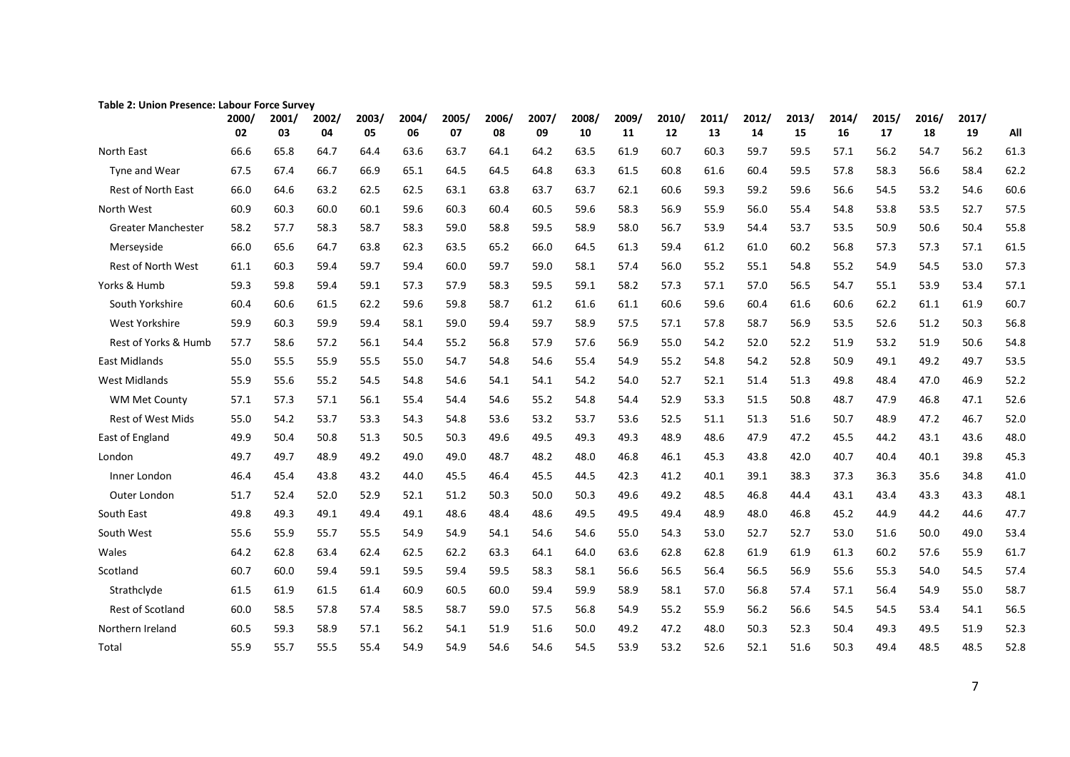**Table 2: Union Presence: Labour Force Survey**

| | 2000/02 | 2001/03 | 2002/04 | 2003/05 | 2004/06 | 2005/07 | 2006/08 | 2007/09 | 2008/10 | 2009/11 | 2010/12 | 2011/13 | 2012/14 | 2013/15 | 2014/16 | 2015/17 | 2016/18 | 2017/19 | All |
|---|---|---|---|---|---|---|---|---|---|---|---|---|---|---|---|---|---|---|---|
| North East | 66.6 | 65.8 | 64.7 | 64.4 | 63.6 | 63.7 | 64.1 | 64.2 | 63.5 | 61.9 | 60.7 | 60.3 | 59.7 | 59.5 | 57.1 | 56.2 | 54.7 | 56.2 | 61.3 |
| Tyne and Wear | 67.5 | 67.4 | 66.7 | 66.9 | 65.1 | 64.5 | 64.5 | 64.8 | 63.3 | 61.5 | 60.8 | 61.6 | 60.4 | 59.5 | 57.8 | 58.3 | 56.6 | 58.4 | 62.2 |
| Rest of North East | 66.0 | 64.6 | 63.2 | 62.5 | 62.5 | 63.1 | 63.8 | 63.7 | 63.7 | 62.1 | 60.6 | 59.3 | 59.2 | 59.6 | 56.6 | 54.5 | 53.2 | 54.6 | 60.6 |
| North West | 60.9 | 60.3 | 60.0 | 60.1 | 59.6 | 60.3 | 60.4 | 60.5 | 59.6 | 58.3 | 56.9 | 55.9 | 56.0 | 55.4 | 54.8 | 53.8 | 53.5 | 52.7 | 57.5 |
| Greater Manchester | 58.2 | 57.7 | 58.3 | 58.7 | 58.3 | 59.0 | 58.8 | 59.5 | 58.9 | 58.0 | 56.7 | 53.9 | 54.4 | 53.7 | 53.5 | 50.9 | 50.6 | 50.4 | 55.8 |
| Merseyside | 66.0 | 65.6 | 64.7 | 63.8 | 62.3 | 63.5 | 65.2 | 66.0 | 64.5 | 61.3 | 59.4 | 61.2 | 61.0 | 60.2 | 56.8 | 57.3 | 57.3 | 57.1 | 61.5 |
| Rest of North West | 61.1 | 60.3 | 59.4 | 59.7 | 59.4 | 60.0 | 59.7 | 59.0 | 58.1 | 57.4 | 56.0 | 55.2 | 55.1 | 54.8 | 55.2 | 54.9 | 54.5 | 53.0 | 57.3 |
| Yorks & Humb | 59.3 | 59.8 | 59.4 | 59.1 | 57.3 | 57.9 | 58.3 | 59.5 | 59.1 | 58.2 | 57.3 | 57.1 | 57.0 | 56.5 | 54.7 | 55.1 | 53.9 | 53.4 | 57.1 |
| South Yorkshire | 60.4 | 60.6 | 61.5 | 62.2 | 59.6 | 59.8 | 58.7 | 61.2 | 61.6 | 61.1 | 60.6 | 59.6 | 60.4 | 61.6 | 60.6 | 62.2 | 61.1 | 61.9 | 60.7 |
| West Yorkshire | 59.9 | 60.3 | 59.9 | 59.4 | 58.1 | 59.0 | 59.4 | 59.7 | 58.9 | 57.5 | 57.1 | 57.8 | 58.7 | 56.9 | 53.5 | 52.6 | 51.2 | 50.3 | 56.8 |
| Rest of Yorks & Humb | 57.7 | 58.6 | 57.2 | 56.1 | 54.4 | 55.2 | 56.8 | 57.9 | 57.6 | 56.9 | 55.0 | 54.2 | 52.0 | 52.2 | 51.9 | 53.2 | 51.9 | 50.6 | 54.8 |
| East Midlands | 55.0 | 55.5 | 55.9 | 55.5 | 55.0 | 54.7 | 54.8 | 54.6 | 55.4 | 54.9 | 55.2 | 54.8 | 54.2 | 52.8 | 50.9 | 49.1 | 49.2 | 49.7 | 53.5 |
| West Midlands | 55.9 | 55.6 | 55.2 | 54.5 | 54.8 | 54.6 | 54.1 | 54.1 | 54.2 | 54.0 | 52.7 | 52.1 | 51.4 | 51.3 | 49.8 | 48.4 | 47.0 | 46.9 | 52.2 |
| WM Met County | 57.1 | 57.3 | 57.1 | 56.1 | 55.4 | 54.4 | 54.6 | 55.2 | 54.8 | 54.4 | 52.9 | 53.3 | 51.5 | 50.8 | 48.7 | 47.9 | 46.8 | 47.1 | 52.6 |
| Rest of West Mids | 55.0 | 54.2 | 53.7 | 53.3 | 54.3 | 54.8 | 53.6 | 53.2 | 53.7 | 53.6 | 52.5 | 51.1 | 51.3 | 51.6 | 50.7 | 48.9 | 47.2 | 46.7 | 52.0 |
| East of England | 49.9 | 50.4 | 50.8 | 51.3 | 50.5 | 50.3 | 49.6 | 49.5 | 49.3 | 49.3 | 48.9 | 48.6 | 47.9 | 47.2 | 45.5 | 44.2 | 43.1 | 43.6 | 48.0 |
| London | 49.7 | 49.7 | 48.9 | 49.2 | 49.0 | 49.0 | 48.7 | 48.2 | 48.0 | 46.8 | 46.1 | 45.3 | 43.8 | 42.0 | 40.7 | 40.4 | 40.1 | 39.8 | 45.3 |
| Inner London | 46.4 | 45.4 | 43.8 | 43.2 | 44.0 | 45.5 | 46.4 | 45.5 | 44.5 | 42.3 | 41.2 | 40.1 | 39.1 | 38.3 | 37.3 | 36.3 | 35.6 | 34.8 | 41.0 |
| Outer London | 51.7 | 52.4 | 52.0 | 52.9 | 52.1 | 51.2 | 50.3 | 50.0 | 50.3 | 49.6 | 49.2 | 48.5 | 46.8 | 44.4 | 43.1 | 43.4 | 43.3 | 43.3 | 48.1 |
| South East | 49.8 | 49.3 | 49.1 | 49.4 | 49.1 | 48.6 | 48.4 | 48.6 | 49.5 | 49.5 | 49.4 | 48.9 | 48.0 | 46.8 | 45.2 | 44.9 | 44.2 | 44.6 | 47.7 |
| South West | 55.6 | 55.9 | 55.7 | 55.5 | 54.9 | 54.9 | 54.1 | 54.6 | 54.6 | 55.0 | 54.3 | 53.0 | 52.7 | 52.7 | 53.0 | 51.6 | 50.0 | 49.0 | 53.4 |
| Wales | 64.2 | 62.8 | 63.4 | 62.4 | 62.5 | 62.2 | 63.3 | 64.1 | 64.0 | 63.6 | 62.8 | 62.8 | 61.9 | 61.9 | 61.3 | 60.2 | 57.6 | 55.9 | 61.7 |
| Scotland | 60.7 | 60.0 | 59.4 | 59.1 | 59.5 | 59.4 | 59.5 | 58.3 | 58.1 | 56.6 | 56.5 | 56.4 | 56.5 | 56.9 | 55.6 | 55.3 | 54.0 | 54.5 | 57.4 |
| Strathclyde | 61.5 | 61.9 | 61.5 | 61.4 | 60.9 | 60.5 | 60.0 | 59.4 | 59.9 | 58.9 | 58.1 | 57.0 | 56.8 | 57.4 | 57.1 | 56.4 | 54.9 | 55.0 | 58.7 |
| Rest of Scotland | 60.0 | 58.5 | 57.8 | 57.4 | 58.5 | 58.7 | 59.0 | 57.5 | 56.8 | 54.9 | 55.2 | 55.9 | 56.2 | 56.6 | 54.5 | 54.5 | 53.4 | 54.1 | 56.5 |
| Northern Ireland | 60.5 | 59.3 | 58.9 | 57.1 | 56.2 | 54.1 | 51.9 | 51.6 | 50.0 | 49.2 | 47.2 | 48.0 | 50.3 | 52.3 | 50.4 | 49.3 | 49.5 | 51.9 | 52.3 |
| Total | 55.9 | 55.7 | 55.5 | 55.4 | 54.9 | 54.9 | 54.6 | 54.6 | 54.5 | 53.9 | 53.2 | 52.6 | 52.1 | 51.6 | 50.3 | 49.4 | 48.5 | 48.5 | 52.8 |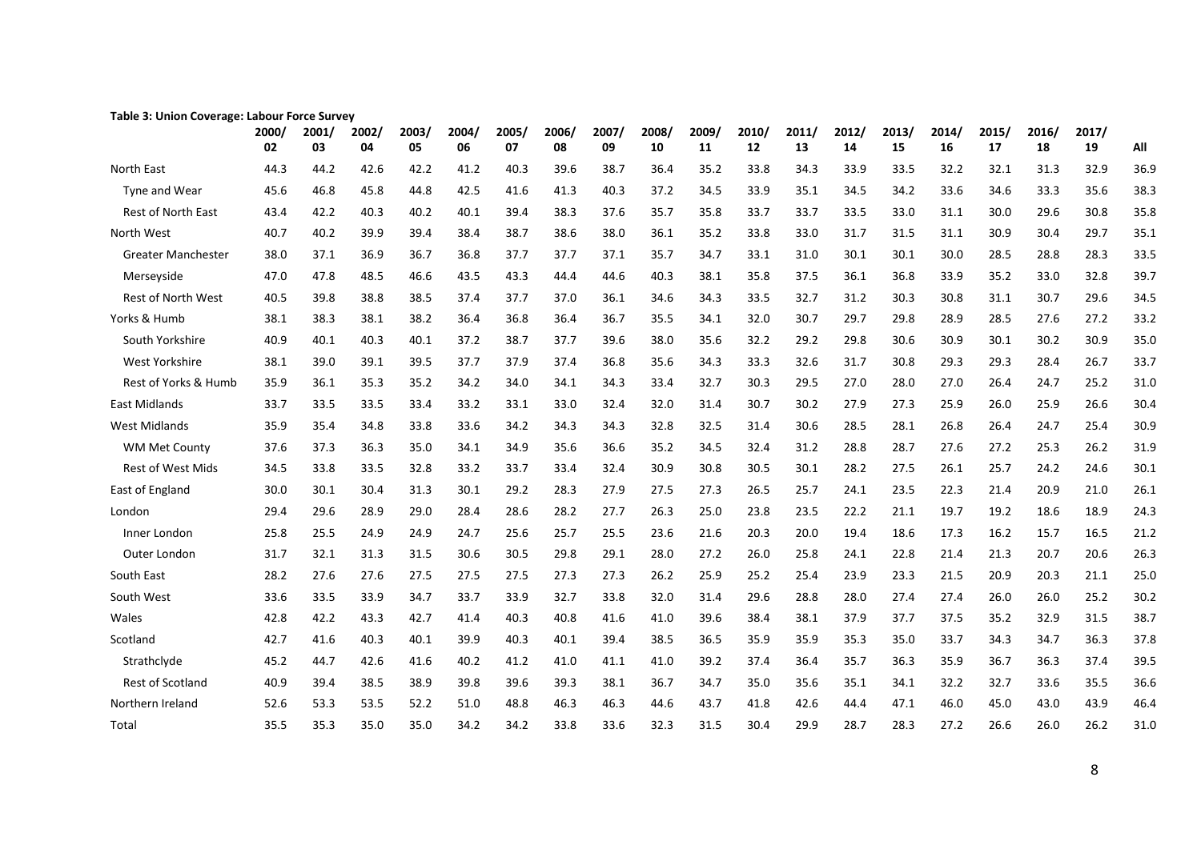**Table 3: Union Coverage: Labour Force Survey**

| | 2000/02 | 2001/03 | 2002/04 | 2003/05 | 2004/06 | 2005/07 | 2006/08 | 2007/09 | 2008/10 | 2009/11 | 2010/12 | 2011/13 | 2012/14 | 2013/15 | 2014/16 | 2015/17 | 2016/18 | 2017/19 | All |
|---|---|---|---|---|---|---|---|---|---|---|---|---|---|---|---|---|---|---|---|
| North East | 44.3 | 44.2 | 42.6 | 42.2 | 41.2 | 40.3 | 39.6 | 38.7 | 36.4 | 35.2 | 33.8 | 34.3 | 33.9 | 33.5 | 32.2 | 32.1 | 31.3 | 32.9 | 36.9 |
| Tyne and Wear | 45.6 | 46.8 | 45.8 | 44.8 | 42.5 | 41.6 | 41.3 | 40.3 | 37.2 | 34.5 | 33.9 | 35.1 | 34.5 | 34.2 | 33.6 | 34.6 | 33.3 | 35.6 | 38.3 |
| Rest of North East | 43.4 | 42.2 | 40.3 | 40.2 | 40.1 | 39.4 | 38.3 | 37.6 | 35.7 | 35.8 | 33.7 | 33.7 | 33.5 | 33.0 | 31.1 | 30.0 | 29.6 | 30.8 | 35.8 |
| North West | 40.7 | 40.2 | 39.9 | 39.4 | 38.4 | 38.7 | 38.6 | 38.0 | 36.1 | 35.2 | 33.8 | 33.0 | 31.7 | 31.5 | 31.1 | 30.9 | 30.4 | 29.7 | 35.1 |
| Greater Manchester | 38.0 | 37.1 | 36.9 | 36.7 | 36.8 | 37.7 | 37.7 | 37.1 | 35.7 | 34.7 | 33.1 | 31.0 | 30.1 | 30.1 | 30.0 | 28.5 | 28.8 | 28.3 | 33.5 |
| Merseyside | 47.0 | 47.8 | 48.5 | 46.6 | 43.5 | 43.3 | 44.4 | 44.6 | 40.3 | 38.1 | 35.8 | 37.5 | 36.1 | 36.8 | 33.9 | 35.2 | 33.0 | 32.8 | 39.7 |
| Rest of North West | 40.5 | 39.8 | 38.8 | 38.5 | 37.4 | 37.7 | 37.0 | 36.1 | 34.6 | 34.3 | 33.5 | 32.7 | 31.2 | 30.3 | 30.8 | 31.1 | 30.7 | 29.6 | 34.5 |
| Yorks & Humb | 38.1 | 38.3 | 38.1 | 38.2 | 36.4 | 36.8 | 36.4 | 36.7 | 35.5 | 34.1 | 32.0 | 30.7 | 29.7 | 29.8 | 28.9 | 28.5 | 27.6 | 27.2 | 33.2 |
| South Yorkshire | 40.9 | 40.1 | 40.3 | 40.1 | 37.2 | 38.7 | 37.7 | 39.6 | 38.0 | 35.6 | 32.2 | 29.2 | 29.8 | 30.6 | 30.9 | 30.1 | 30.2 | 30.9 | 35.0 |
| West Yorkshire | 38.1 | 39.0 | 39.1 | 39.5 | 37.7 | 37.9 | 37.4 | 36.8 | 35.6 | 34.3 | 33.3 | 32.6 | 31.7 | 30.8 | 29.3 | 29.3 | 28.4 | 26.7 | 33.7 |
| Rest of Yorks & Humb | 35.9 | 36.1 | 35.3 | 35.2 | 34.2 | 34.0 | 34.1 | 34.3 | 33.4 | 32.7 | 30.3 | 29.5 | 27.0 | 28.0 | 27.0 | 26.4 | 24.7 | 25.2 | 31.0 |
| East Midlands | 33.7 | 33.5 | 33.5 | 33.4 | 33.2 | 33.1 | 33.0 | 32.4 | 32.0 | 31.4 | 30.7 | 30.2 | 27.9 | 27.3 | 25.9 | 26.0 | 25.9 | 26.6 | 30.4 |
| West Midlands | 35.9 | 35.4 | 34.8 | 33.8 | 33.6 | 34.2 | 34.3 | 34.3 | 32.8 | 32.5 | 31.4 | 30.6 | 28.5 | 28.1 | 26.8 | 26.4 | 24.7 | 25.4 | 30.9 |
| WM Met County | 37.6 | 37.3 | 36.3 | 35.0 | 34.1 | 34.9 | 35.6 | 36.6 | 35.2 | 34.5 | 32.4 | 31.2 | 28.8 | 28.7 | 27.6 | 27.2 | 25.3 | 26.2 | 31.9 |
| Rest of West Mids | 34.5 | 33.8 | 33.5 | 32.8 | 33.2 | 33.7 | 33.4 | 32.4 | 30.9 | 30.8 | 30.5 | 30.1 | 28.2 | 27.5 | 26.1 | 25.7 | 24.2 | 24.6 | 30.1 |
| East of England | 30.0 | 30.1 | 30.4 | 31.3 | 30.1 | 29.2 | 28.3 | 27.9 | 27.5 | 27.3 | 26.5 | 25.7 | 24.1 | 23.5 | 22.3 | 21.4 | 20.9 | 21.0 | 26.1 |
| London | 29.4 | 29.6 | 28.9 | 29.0 | 28.4 | 28.6 | 28.2 | 27.7 | 26.3 | 25.0 | 23.8 | 23.5 | 22.2 | 21.1 | 19.7 | 19.2 | 18.6 | 18.9 | 24.3 |
| Inner London | 25.8 | 25.5 | 24.9 | 24.9 | 24.7 | 25.6 | 25.7 | 25.5 | 23.6 | 21.6 | 20.3 | 20.0 | 19.4 | 18.6 | 17.3 | 16.2 | 15.7 | 16.5 | 21.2 |
| Outer London | 31.7 | 32.1 | 31.3 | 31.5 | 30.6 | 30.5 | 29.8 | 29.1 | 28.0 | 27.2 | 26.0 | 25.8 | 24.1 | 22.8 | 21.4 | 21.3 | 20.7 | 20.6 | 26.3 |
| South East | 28.2 | 27.6 | 27.6 | 27.5 | 27.5 | 27.5 | 27.3 | 27.3 | 26.2 | 25.9 | 25.2 | 25.4 | 23.9 | 23.3 | 21.5 | 20.9 | 20.3 | 21.1 | 25.0 |
| South West | 33.6 | 33.5 | 33.9 | 34.7 | 33.7 | 33.9 | 32.7 | 33.8 | 32.0 | 31.4 | 29.6 | 28.8 | 28.0 | 27.4 | 27.4 | 26.0 | 26.0 | 25.2 | 30.2 |
| Wales | 42.8 | 42.2 | 43.3 | 42.7 | 41.4 | 40.3 | 40.8 | 41.6 | 41.0 | 39.6 | 38.4 | 38.1 | 37.9 | 37.7 | 37.5 | 35.2 | 32.9 | 31.5 | 38.7 |
| Scotland | 42.7 | 41.6 | 40.3 | 40.1 | 39.9 | 40.3 | 40.1 | 39.4 | 38.5 | 36.5 | 35.9 | 35.9 | 35.3 | 35.0 | 33.7 | 34.3 | 34.7 | 36.3 | 37.8 |
| Strathclyde | 45.2 | 44.7 | 42.6 | 41.6 | 40.2 | 41.2 | 41.0 | 41.1 | 41.0 | 39.2 | 37.4 | 36.4 | 35.7 | 36.3 | 35.9 | 36.7 | 36.3 | 37.4 | 39.5 |
| Rest of Scotland | 40.9 | 39.4 | 38.5 | 38.9 | 39.8 | 39.6 | 39.3 | 38.1 | 36.7 | 34.7 | 35.0 | 35.6 | 35.1 | 34.1 | 32.2 | 32.7 | 33.6 | 35.5 | 36.6 |
| Northern Ireland | 52.6 | 53.3 | 53.5 | 52.2 | 51.0 | 48.8 | 46.3 | 46.3 | 44.6 | 43.7 | 41.8 | 42.6 | 44.4 | 47.1 | 46.0 | 45.0 | 43.0 | 43.9 | 46.4 |
| Total | 35.5 | 35.3 | 35.0 | 35.0 | 34.2 | 34.2 | 33.8 | 33.6 | 32.3 | 31.5 | 30.4 | 29.9 | 28.7 | 28.3 | 27.2 | 26.6 | 26.0 | 26.2 | 31.0 |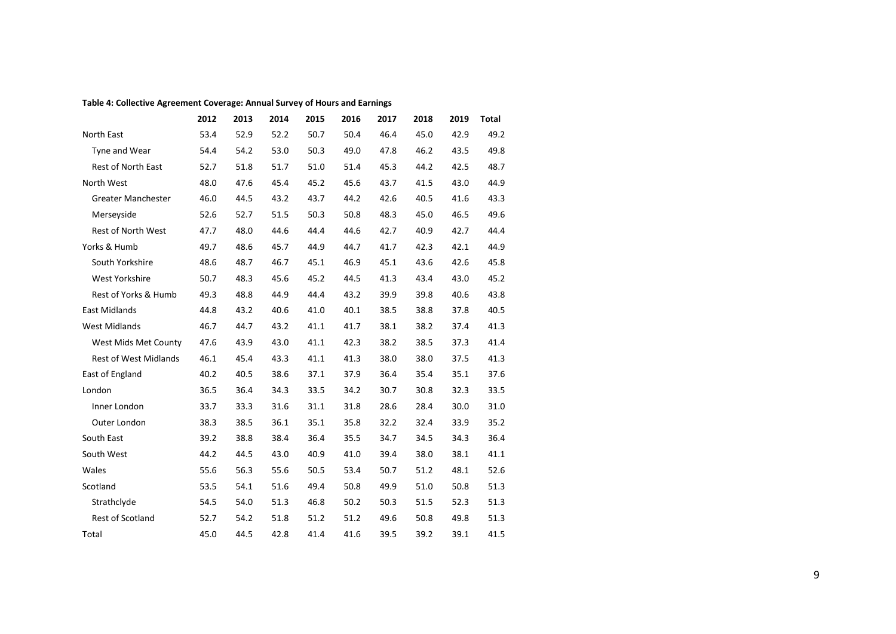**Table 4: Collective Agreement Coverage: Annual Survey of Hours and Earnings**

| | 2012 | 2013 | 2014 | 2015 | 2016 | 2017 | 2018 | 2019 | Total |
|---|---|---|---|---|---|---|---|---|---|
| North East | 53.4 | 52.9 | 52.2 | 50.7 | 50.4 | 46.4 | 45.0 | 42.9 | 49.2 |
| Tyne and Wear | 54.4 | 54.2 | 53.0 | 50.3 | 49.0 | 47.8 | 46.2 | 43.5 | 49.8 |
| Rest of North East | 52.7 | 51.8 | 51.7 | 51.0 | 51.4 | 45.3 | 44.2 | 42.5 | 48.7 |
| North West | 48.0 | 47.6 | 45.4 | 45.2 | 45.6 | 43.7 | 41.5 | 43.0 | 44.9 |
| Greater Manchester | 46.0 | 44.5 | 43.2 | 43.7 | 44.2 | 42.6 | 40.5 | 41.6 | 43.3 |
| Merseyside | 52.6 | 52.7 | 51.5 | 50.3 | 50.8 | 48.3 | 45.0 | 46.5 | 49.6 |
| Rest of North West | 47.7 | 48.0 | 44.6 | 44.4 | 44.6 | 42.7 | 40.9 | 42.7 | 44.4 |
| Yorks & Humb | 49.7 | 48.6 | 45.7 | 44.9 | 44.7 | 41.7 | 42.3 | 42.1 | 44.9 |
| South Yorkshire | 48.6 | 48.7 | 46.7 | 45.1 | 46.9 | 45.1 | 43.6 | 42.6 | 45.8 |
| West Yorkshire | 50.7 | 48.3 | 45.6 | 45.2 | 44.5 | 41.3 | 43.4 | 43.0 | 45.2 |
| Rest of Yorks & Humb | 49.3 | 48.8 | 44.9 | 44.4 | 43.2 | 39.9 | 39.8 | 40.6 | 43.8 |
| East Midlands | 44.8 | 43.2 | 40.6 | 41.0 | 40.1 | 38.5 | 38.8 | 37.8 | 40.5 |
| West Midlands | 46.7 | 44.7 | 43.2 | 41.1 | 41.7 | 38.1 | 38.2 | 37.4 | 41.3 |
| West Mids Met County | 47.6 | 43.9 | 43.0 | 41.1 | 42.3 | 38.2 | 38.5 | 37.3 | 41.4 |
| Rest of West Midlands | 46.1 | 45.4 | 43.3 | 41.1 | 41.3 | 38.0 | 38.0 | 37.5 | 41.3 |
| East of England | 40.2 | 40.5 | 38.6 | 37.1 | 37.9 | 36.4 | 35.4 | 35.1 | 37.6 |
| London | 36.5 | 36.4 | 34.3 | 33.5 | 34.2 | 30.7 | 30.8 | 32.3 | 33.5 |
| Inner London | 33.7 | 33.3 | 31.6 | 31.1 | 31.8 | 28.6 | 28.4 | 30.0 | 31.0 |
| Outer London | 38.3 | 38.5 | 36.1 | 35.1 | 35.8 | 32.2 | 32.4 | 33.9 | 35.2 |
| South East | 39.2 | 38.8 | 38.4 | 36.4 | 35.5 | 34.7 | 34.5 | 34.3 | 36.4 |
| South West | 44.2 | 44.5 | 43.0 | 40.9 | 41.0 | 39.4 | 38.0 | 38.1 | 41.1 |
| Wales | 55.6 | 56.3 | 55.6 | 50.5 | 53.4 | 50.7 | 51.2 | 48.1 | 52.6 |
| Scotland | 53.5 | 54.1 | 51.6 | 49.4 | 50.8 | 49.9 | 51.0 | 50.8 | 51.3 |
| Strathclyde | 54.5 | 54.0 | 51.3 | 46.8 | 50.2 | 50.3 | 51.5 | 52.3 | 51.3 |
| Rest of Scotland | 52.7 | 54.2 | 51.8 | 51.2 | 51.2 | 49.6 | 50.8 | 49.8 | 51.3 |
| Total | 45.0 | 44.5 | 42.8 | 41.4 | 41.6 | 39.5 | 39.2 | 39.1 | 41.5 |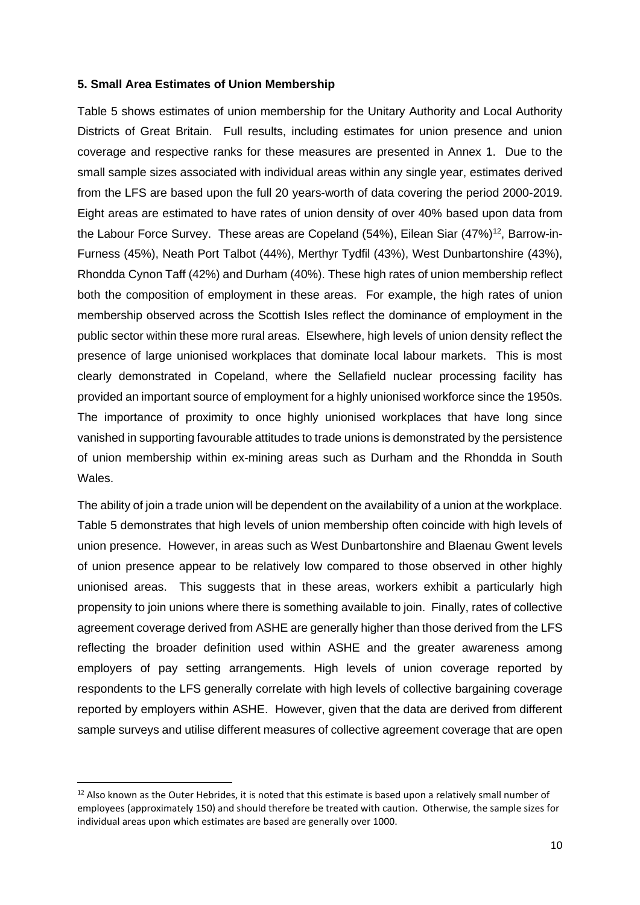#### 5. Small Area Estimates of Union Membership

Table 5 shows estimates of union membership for the Unitary Authority and Local Authority Districts of Great Britain. Full results, including estimates for union presence and union coverage and respective ranks for these measures are presented in Annex 1. Due to the small sample sizes associated with individual areas within any single year, estimates derived from the LFS are based upon the full 20 years-worth of data covering the period 2000-2019. Eight areas are estimated to have rates of union density of over 40% based upon data from the Labour Force Survey. These areas are Copeland (54%), Eilean Siar (47%)[12], Barrow-in-Furness (45%), Neath Port Talbot (44%), Merthyr Tydfil (43%), West Dunbartonshire (43%), Rhondda Cynon Taff (42%) and Durham (40%). These high rates of union membership reflect both the composition of employment in these areas. For example, the high rates of union membership observed across the Scottish Isles reflect the dominance of employment in the public sector within these more rural areas. Elsewhere, high levels of union density reflect the presence of large unionised workplaces that dominate local labour markets. This is most clearly demonstrated in Copeland, where the Sellafield nuclear processing facility has provided an important source of employment for a highly unionised workforce since the 1950s. The importance of proximity to once highly unionised workplaces that have long since vanished in supporting favourable attitudes to trade unions is demonstrated by the persistence of union membership within ex-mining areas such as Durham and the Rhondda in South Wales.

The ability of join a trade union will be dependent on the availability of a union at the workplace. Table 5 demonstrates that high levels of union membership often coincide with high levels of union presence. However, in areas such as West Dunbartonshire and Blaenau Gwent levels of union presence appear to be relatively low compared to those observed in other highly unionised areas. This suggests that in these areas, workers exhibit a particularly high propensity to join unions where there is something available to join. Finally, rates of collective agreement coverage derived from ASHE are generally higher than those derived from the LFS reflecting the broader definition used within ASHE and the greater awareness among employers of pay setting arrangements. High levels of union coverage reported by respondents to the LFS generally correlate with high levels of collective bargaining coverage reported by employers within ASHE. However, given that the data are derived from different sample surveys and utilise different measures of collective agreement coverage that are open

[12] Also known as the Outer Hebrides, it is noted that this estimate is based upon a relatively small number of employees (approximately 150) and should therefore be treated with caution. Otherwise, the sample sizes for individual areas upon which estimates are based are generally over 1000.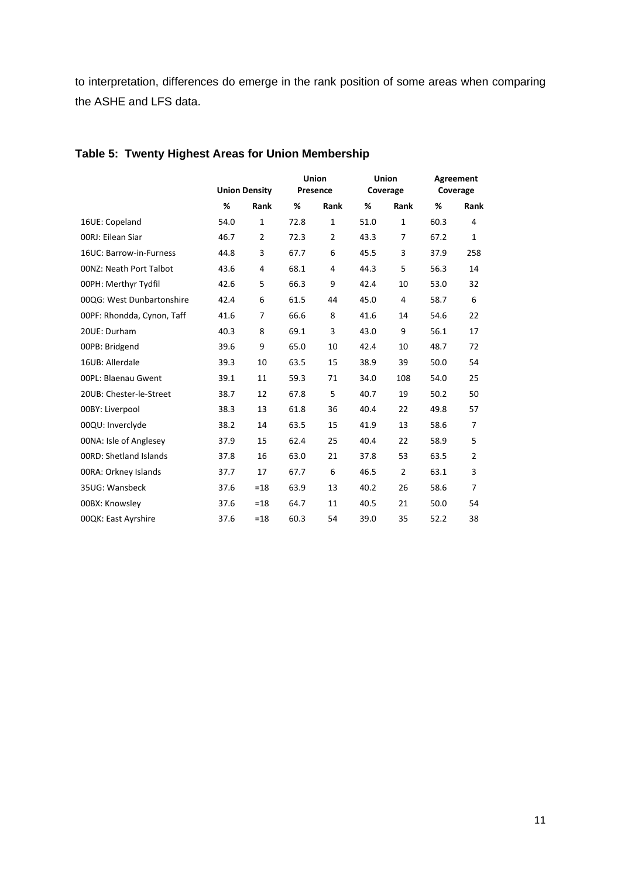to interpretation, differences do emerge in the rank position of some areas when comparing the ASHE and LFS data.

### Table 5: Twenty Highest Areas for Union Membership

| | Union Density | | Union Presence | | Union Coverage | | Agreement Coverage | |
|---|---|---|---|---|---|---|---|---|
| | % | Rank | % | Rank | % | Rank | % | Rank |
| 16UE: Copeland | 54.0 | 1 | 72.8 | 1 | 51.0 | 1 | 60.3 | 4 |
| 00RJ: Eilean Siar | 46.7 | 2 | 72.3 | 2 | 43.3 | 7 | 67.2 | 1 |
| 16UC: Barrow-in-Furness | 44.8 | 3 | 67.7 | 6 | 45.5 | 3 | 37.9 | 258 |
| 00NZ: Neath Port Talbot | 43.6 | 4 | 68.1 | 4 | 44.3 | 5 | 56.3 | 14 |
| 00PH: Merthyr Tydfil | 42.6 | 5 | 66.3 | 9 | 42.4 | 10 | 53.0 | 32 |
| 00QG: West Dunbartonshire | 42.4 | 6 | 61.5 | 44 | 45.0 | 4 | 58.7 | 6 |
| 00PF: Rhondda, Cynon, Taff | 41.6 | 7 | 66.6 | 8 | 41.6 | 14 | 54.6 | 22 |
| 20UE: Durham | 40.3 | 8 | 69.1 | 3 | 43.0 | 9 | 56.1 | 17 |
| 00PB: Bridgend | 39.6 | 9 | 65.0 | 10 | 42.4 | 10 | 48.7 | 72 |
| 16UB: Allerdale | 39.3 | 10 | 63.5 | 15 | 38.9 | 39 | 50.0 | 54 |
| 00PL: Blaenau Gwent | 39.1 | 11 | 59.3 | 71 | 34.0 | 108 | 54.0 | 25 |
| 20UB: Chester-le-Street | 38.7 | 12 | 67.8 | 5 | 40.7 | 19 | 50.2 | 50 |
| 00BY: Liverpool | 38.3 | 13 | 61.8 | 36 | 40.4 | 22 | 49.8 | 57 |
| 00QU: Inverclyde | 38.2 | 14 | 63.5 | 15 | 41.9 | 13 | 58.6 | 7 |
| 00NA: Isle of Anglesey | 37.9 | 15 | 62.4 | 25 | 40.4 | 22 | 58.9 | 5 |
| 00RD: Shetland Islands | 37.8 | 16 | 63.0 | 21 | 37.8 | 53 | 63.5 | 2 |
| 00RA: Orkney Islands | 37.7 | 17 | 67.7 | 6 | 46.5 | 2 | 63.1 | 3 |
| 35UG: Wansbeck | 37.6 | =18 | 63.9 | 13 | 40.2 | 26 | 58.6 | 7 |
| 00BX: Knowsley | 37.6 | =18 | 64.7 | 11 | 40.5 | 21 | 50.0 | 54 |
| 00QK: East Ayrshire | 37.6 | =18 | 60.3 | 54 | 39.0 | 35 | 52.2 | 38 |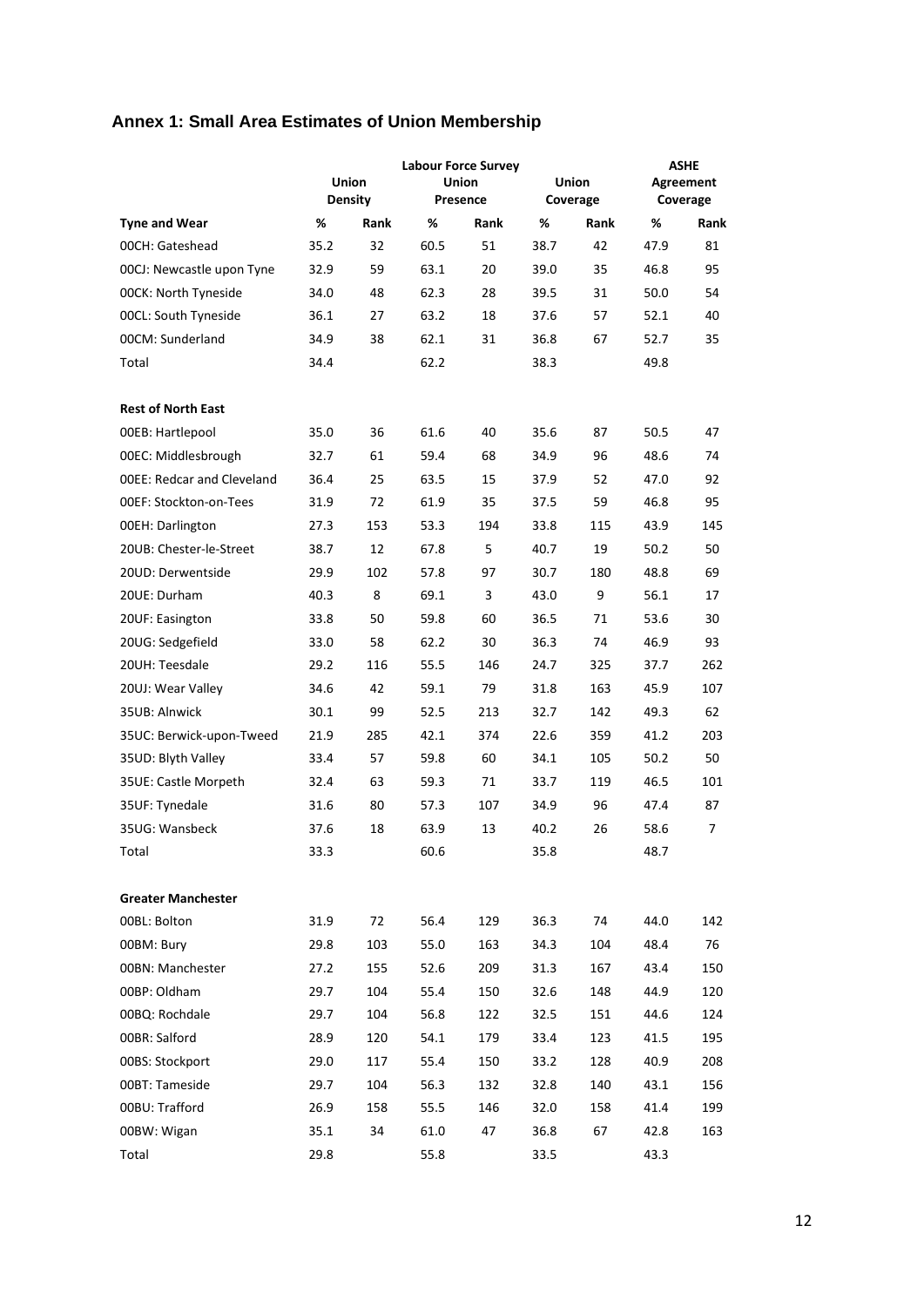## Annex 1: Small Area Estimates of Union Membership

| | Labour Force Survey | | | | | | ASHE | |
|---|---|---|---|---|---|---|---|---|
| | Union Density | | Union Presence | | Union Coverage | | Agreement Coverage | |
| **Tyne and Wear** | **%** | **Rank** | **%** | **Rank** | **%** | **Rank** | **%** | **Rank** |
| 00CH: Gateshead | 35.2 | 32 | 60.5 | 51 | 38.7 | 42 | 47.9 | 81 |
| 00CJ: Newcastle upon Tyne | 32.9 | 59 | 63.1 | 20 | 39.0 | 35 | 46.8 | 95 |
| 00CK: North Tyneside | 34.0 | 48 | 62.3 | 28 | 39.5 | 31 | 50.0 | 54 |
| 00CL: South Tyneside | 36.1 | 27 | 63.2 | 18 | 37.6 | 57 | 52.1 | 40 |
| 00CM: Sunderland | 34.9 | 38 | 62.1 | 31 | 36.8 | 67 | 52.7 | 35 |
| Total | 34.4 | | 62.2 | | 38.3 | | 49.8 | |
| | | | | | | | | |
| **Rest of North East** | | | | | | | | |
| 00EB: Hartlepool | 35.0 | 36 | 61.6 | 40 | 35.6 | 87 | 50.5 | 47 |
| 00EC: Middlesbrough | 32.7 | 61 | 59.4 | 68 | 34.9 | 96 | 48.6 | 74 |
| 00EE: Redcar and Cleveland | 36.4 | 25 | 63.5 | 15 | 37.9 | 52 | 47.0 | 92 |
| 00EF: Stockton-on-Tees | 31.9 | 72 | 61.9 | 35 | 37.5 | 59 | 46.8 | 95 |
| 00EH: Darlington | 27.3 | 153 | 53.3 | 194 | 33.8 | 115 | 43.9 | 145 |
| 20UB: Chester-le-Street | 38.7 | 12 | 67.8 | 5 | 40.7 | 19 | 50.2 | 50 |
| 20UD: Derwentside | 29.9 | 102 | 57.8 | 97 | 30.7 | 180 | 48.8 | 69 |
| 20UE: Durham | 40.3 | 8 | 69.1 | 3 | 43.0 | 9 | 56.1 | 17 |
| 20UF: Easington | 33.8 | 50 | 59.8 | 60 | 36.5 | 71 | 53.6 | 30 |
| 20UG: Sedgefield | 33.0 | 58 | 62.2 | 30 | 36.3 | 74 | 46.9 | 93 |
| 20UH: Teesdale | 29.2 | 116 | 55.5 | 146 | 24.7 | 325 | 37.7 | 262 |
| 20UJ: Wear Valley | 34.6 | 42 | 59.1 | 79 | 31.8 | 163 | 45.9 | 107 |
| 35UB: Alnwick | 30.1 | 99 | 52.5 | 213 | 32.7 | 142 | 49.3 | 62 |
| 35UC: Berwick-upon-Tweed | 21.9 | 285 | 42.1 | 374 | 22.6 | 359 | 41.2 | 203 |
| 35UD: Blyth Valley | 33.4 | 57 | 59.8 | 60 | 34.1 | 105 | 50.2 | 50 |
| 35UE: Castle Morpeth | 32.4 | 63 | 59.3 | 71 | 33.7 | 119 | 46.5 | 101 |
| 35UF: Tynedale | 31.6 | 80 | 57.3 | 107 | 34.9 | 96 | 47.4 | 87 |
| 35UG: Wansbeck | 37.6 | 18 | 63.9 | 13 | 40.2 | 26 | 58.6 | 7 |
| Total | 33.3 | | 60.6 | | 35.8 | | 48.7 | |
| | | | | | | | | |
| **Greater Manchester** | | | | | | | | |
| 00BL: Bolton | 31.9 | 72 | 56.4 | 129 | 36.3 | 74 | 44.0 | 142 |
| 00BM: Bury | 29.8 | 103 | 55.0 | 163 | 34.3 | 104 | 48.4 | 76 |
| 00BN: Manchester | 27.2 | 155 | 52.6 | 209 | 31.3 | 167 | 43.4 | 150 |
| 00BP: Oldham | 29.7 | 104 | 55.4 | 150 | 32.6 | 148 | 44.9 | 120 |
| 00BQ: Rochdale | 29.7 | 104 | 56.8 | 122 | 32.5 | 151 | 44.6 | 124 |
| 00BR: Salford | 28.9 | 120 | 54.1 | 179 | 33.4 | 123 | 41.5 | 195 |
| 00BS: Stockport | 29.0 | 117 | 55.4 | 150 | 33.2 | 128 | 40.9 | 208 |
| 00BT: Tameside | 29.7 | 104 | 56.3 | 132 | 32.8 | 140 | 43.1 | 156 |
| 00BU: Trafford | 26.9 | 158 | 55.5 | 146 | 32.0 | 158 | 41.4 | 199 |
| 00BW: Wigan | 35.1 | 34 | 61.0 | 47 | 36.8 | 67 | 42.8 | 163 |
| Total | 29.8 | | 55.8 | | 33.5 | | 43.3 | |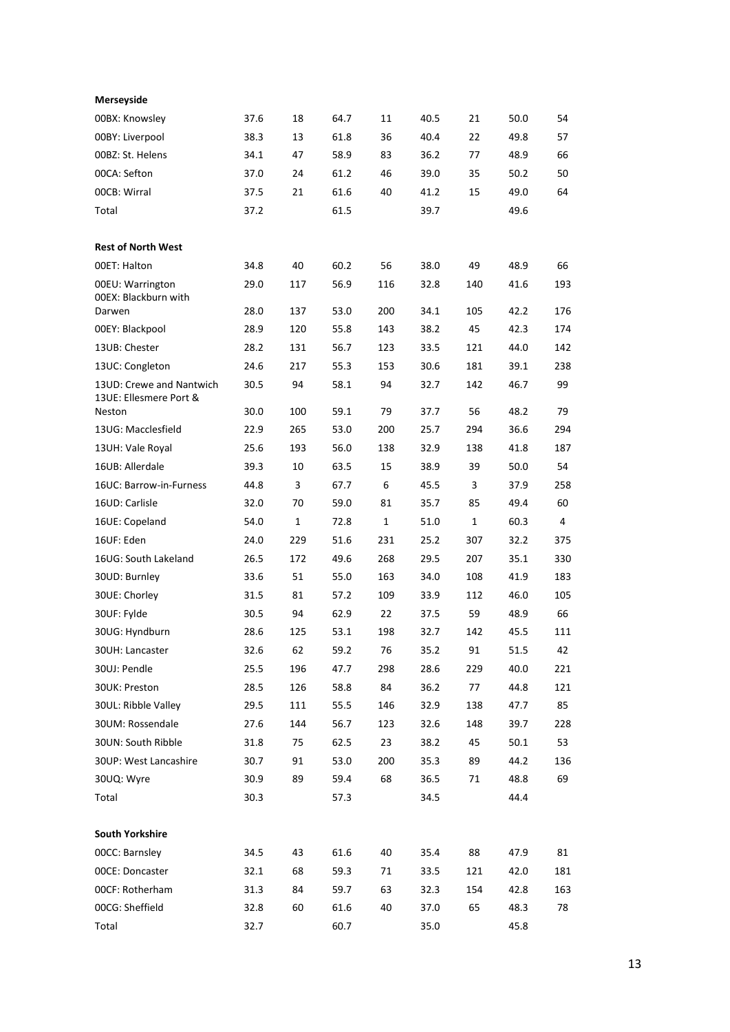| | | | | | | | | |
|---|---|---|---|---|---|---|---|---|
| **Merseyside** | | | | | | | | |
| 00BX: Knowsley | 37.6 | 18 | 64.7 | 11 | 40.5 | 21 | 50.0 | 54 |
| 00BY: Liverpool | 38.3 | 13 | 61.8 | 36 | 40.4 | 22 | 49.8 | 57 |
| 00BZ: St. Helens | 34.1 | 47 | 58.9 | 83 | 36.2 | 77 | 48.9 | 66 |
| 00CA: Sefton | 37.0 | 24 | 61.2 | 46 | 39.0 | 35 | 50.2 | 50 |
| 00CB: Wirral | 37.5 | 21 | 61.6 | 40 | 41.2 | 15 | 49.0 | 64 |
| Total | 37.2 | | 61.5 | | 39.7 | | 49.6 | |
| | | | | | | | | |
| **Rest of North West** | | | | | | | | |
| 00ET: Halton | 34.8 | 40 | 60.2 | 56 | 38.0 | 49 | 48.9 | 66 |
| 00EU: Warrington | 29.0 | 117 | 56.9 | 116 | 32.8 | 140 | 41.6 | 193 |
| 00EX: Blackburn with Darwen | 28.0 | 137 | 53.0 | 200 | 34.1 | 105 | 42.2 | 176 |
| 00EY: Blackpool | 28.9 | 120 | 55.8 | 143 | 38.2 | 45 | 42.3 | 174 |
| 13UB: Chester | 28.2 | 131 | 56.7 | 123 | 33.5 | 121 | 44.0 | 142 |
| 13UC: Congleton | 24.6 | 217 | 55.3 | 153 | 30.6 | 181 | 39.1 | 238 |
| 13UD: Crewe and Nantwich | 30.5 | 94 | 58.1 | 94 | 32.7 | 142 | 46.7 | 99 |
| 13UE: Ellesmere Port & Neston | 30.0 | 100 | 59.1 | 79 | 37.7 | 56 | 48.2 | 79 |
| 13UG: Macclesfield | 22.9 | 265 | 53.0 | 200 | 25.7 | 294 | 36.6 | 294 |
| 13UH: Vale Royal | 25.6 | 193 | 56.0 | 138 | 32.9 | 138 | 41.8 | 187 |
| 16UB: Allerdale | 39.3 | 10 | 63.5 | 15 | 38.9 | 39 | 50.0 | 54 |
| 16UC: Barrow-in-Furness | 44.8 | 3 | 67.7 | 6 | 45.5 | 3 | 37.9 | 258 |
| 16UD: Carlisle | 32.0 | 70 | 59.0 | 81 | 35.7 | 85 | 49.4 | 60 |
| 16UE: Copeland | 54.0 | 1 | 72.8 | 1 | 51.0 | 1 | 60.3 | 4 |
| 16UF: Eden | 24.0 | 229 | 51.6 | 231 | 25.2 | 307 | 32.2 | 375 |
| 16UG: South Lakeland | 26.5 | 172 | 49.6 | 268 | 29.5 | 207 | 35.1 | 330 |
| 30UD: Burnley | 33.6 | 51 | 55.0 | 163 | 34.0 | 108 | 41.9 | 183 |
| 30UE: Chorley | 31.5 | 81 | 57.2 | 109 | 33.9 | 112 | 46.0 | 105 |
| 30UF: Fylde | 30.5 | 94 | 62.9 | 22 | 37.5 | 59 | 48.9 | 66 |
| 30UG: Hyndburn | 28.6 | 125 | 53.1 | 198 | 32.7 | 142 | 45.5 | 111 |
| 30UH: Lancaster | 32.6 | 62 | 59.2 | 76 | 35.2 | 91 | 51.5 | 42 |
| 30UJ: Pendle | 25.5 | 196 | 47.7 | 298 | 28.6 | 229 | 40.0 | 221 |
| 30UK: Preston | 28.5 | 126 | 58.8 | 84 | 36.2 | 77 | 44.8 | 121 |
| 30UL: Ribble Valley | 29.5 | 111 | 55.5 | 146 | 32.9 | 138 | 47.7 | 85 |
| 30UM: Rossendale | 27.6 | 144 | 56.7 | 123 | 32.6 | 148 | 39.7 | 228 |
| 30UN: South Ribble | 31.8 | 75 | 62.5 | 23 | 38.2 | 45 | 50.1 | 53 |
| 30UP: West Lancashire | 30.7 | 91 | 53.0 | 200 | 35.3 | 89 | 44.2 | 136 |
| 30UQ: Wyre | 30.9 | 89 | 59.4 | 68 | 36.5 | 71 | 48.8 | 69 |
| Total | 30.3 | | 57.3 | | 34.5 | | 44.4 | |
| | | | | | | | | |
| **South Yorkshire** | | | | | | | | |
| 00CC: Barnsley | 34.5 | 43 | 61.6 | 40 | 35.4 | 88 | 47.9 | 81 |
| 00CE: Doncaster | 32.1 | 68 | 59.3 | 71 | 33.5 | 121 | 42.0 | 181 |
| 00CF: Rotherham | 31.3 | 84 | 59.7 | 63 | 32.3 | 154 | 42.8 | 163 |
| 00CG: Sheffield | 32.8 | 60 | 61.6 | 40 | 37.0 | 65 | 48.3 | 78 |
| Total | 32.7 | | 60.7 | | 35.0 | | 45.8 | |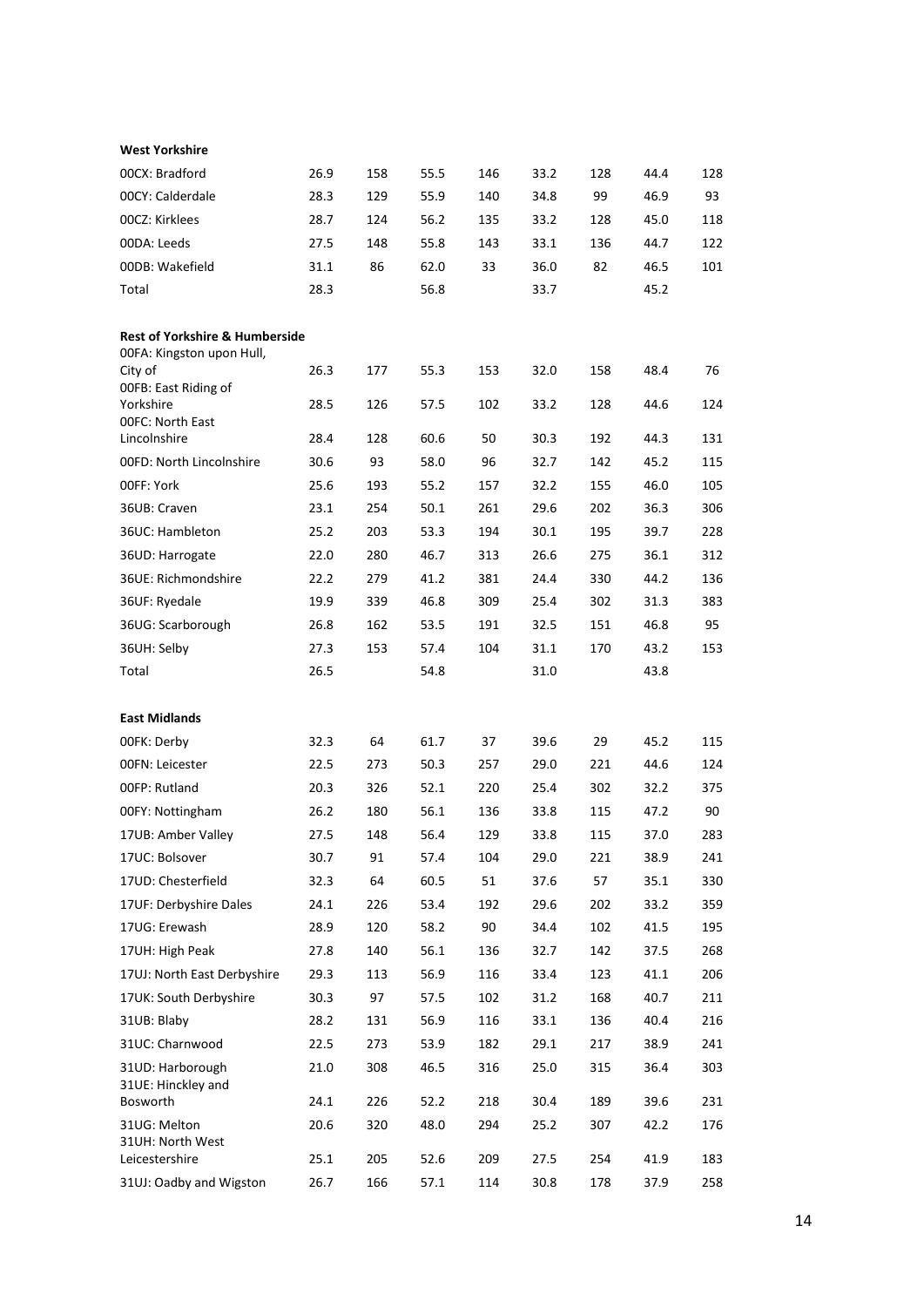**West Yorkshire**

| | | | | | | | | |
|---|---|---|---|---|---|---|---|---|
| 00CX: Bradford | 26.9 | 158 | 55.5 | 146 | 33.2 | 128 | 44.4 | 128 |
| 00CY: Calderdale | 28.3 | 129 | 55.9 | 140 | 34.8 | 99 | 46.9 | 93 |
| 00CZ: Kirklees | 28.7 | 124 | 56.2 | 135 | 33.2 | 128 | 45.0 | 118 |
| 00DA: Leeds | 27.5 | 148 | 55.8 | 143 | 33.1 | 136 | 44.7 | 122 |
| 00DB: Wakefield | 31.1 | 86 | 62.0 | 33 | 36.0 | 82 | 46.5 | 101 |
| Total | 28.3 | | 56.8 | | 33.7 | | 45.2 | |

**Rest of Yorkshire & Humberside**

| | | | | | | | | |
|---|---|---|---|---|---|---|---|---|
| 00FA: Kingston upon Hull, City of | 26.3 | 177 | 55.3 | 153 | 32.0 | 158 | 48.4 | 76 |
| 00FB: East Riding of Yorkshire | 28.5 | 126 | 57.5 | 102 | 33.2 | 128 | 44.6 | 124 |
| 00FC: North East Lincolnshire | 28.4 | 128 | 60.6 | 50 | 30.3 | 192 | 44.3 | 131 |
| 00FD: North Lincolnshire | 30.6 | 93 | 58.0 | 96 | 32.7 | 142 | 45.2 | 115 |
| 00FF: York | 25.6 | 193 | 55.2 | 157 | 32.2 | 155 | 46.0 | 105 |
| 36UB: Craven | 23.1 | 254 | 50.1 | 261 | 29.6 | 202 | 36.3 | 306 |
| 36UC: Hambleton | 25.2 | 203 | 53.3 | 194 | 30.1 | 195 | 39.7 | 228 |
| 36UD: Harrogate | 22.0 | 280 | 46.7 | 313 | 26.6 | 275 | 36.1 | 312 |
| 36UE: Richmondshire | 22.2 | 279 | 41.2 | 381 | 24.4 | 330 | 44.2 | 136 |
| 36UF: Ryedale | 19.9 | 339 | 46.8 | 309 | 25.4 | 302 | 31.3 | 383 |
| 36UG: Scarborough | 26.8 | 162 | 53.5 | 191 | 32.5 | 151 | 46.8 | 95 |
| 36UH: Selby | 27.3 | 153 | 57.4 | 104 | 31.1 | 170 | 43.2 | 153 |
| Total | 26.5 | | 54.8 | | 31.0 | | 43.8 | |

**East Midlands**

| | | | | | | | | |
|---|---|---|---|---|---|---|---|---|
| 00FK: Derby | 32.3 | 64 | 61.7 | 37 | 39.6 | 29 | 45.2 | 115 |
| 00FN: Leicester | 22.5 | 273 | 50.3 | 257 | 29.0 | 221 | 44.6 | 124 |
| 00FP: Rutland | 20.3 | 326 | 52.1 | 220 | 25.4 | 302 | 32.2 | 375 |
| 00FY: Nottingham | 26.2 | 180 | 56.1 | 136 | 33.8 | 115 | 47.2 | 90 |
| 17UB: Amber Valley | 27.5 | 148 | 56.4 | 129 | 33.8 | 115 | 37.0 | 283 |
| 17UC: Bolsover | 30.7 | 91 | 57.4 | 104 | 29.0 | 221 | 38.9 | 241 |
| 17UD: Chesterfield | 32.3 | 64 | 60.5 | 51 | 37.6 | 57 | 35.1 | 330 |
| 17UF: Derbyshire Dales | 24.1 | 226 | 53.4 | 192 | 29.6 | 202 | 33.2 | 359 |
| 17UG: Erewash | 28.9 | 120 | 58.2 | 90 | 34.4 | 102 | 41.5 | 195 |
| 17UH: High Peak | 27.8 | 140 | 56.1 | 136 | 32.7 | 142 | 37.5 | 268 |
| 17UJ: North East Derbyshire | 29.3 | 113 | 56.9 | 116 | 33.4 | 123 | 41.1 | 206 |
| 17UK: South Derbyshire | 30.3 | 97 | 57.5 | 102 | 31.2 | 168 | 40.7 | 211 |
| 31UB: Blaby | 28.2 | 131 | 56.9 | 116 | 33.1 | 136 | 40.4 | 216 |
| 31UC: Charnwood | 22.5 | 273 | 53.9 | 182 | 29.1 | 217 | 38.9 | 241 |
| 31UD: Harborough | 21.0 | 308 | 46.5 | 316 | 25.0 | 315 | 36.4 | 303 |
| 31UE: Hinckley and Bosworth | 24.1 | 226 | 52.2 | 218 | 30.4 | 189 | 39.6 | 231 |
| 31UG: Melton | 20.6 | 320 | 48.0 | 294 | 25.2 | 307 | 42.2 | 176 |
| 31UH: North West Leicestershire | 25.1 | 205 | 52.6 | 209 | 27.5 | 254 | 41.9 | 183 |
| 31UJ: Oadby and Wigston | 26.7 | 166 | 57.1 | 114 | 30.8 | 178 | 37.9 | 258 |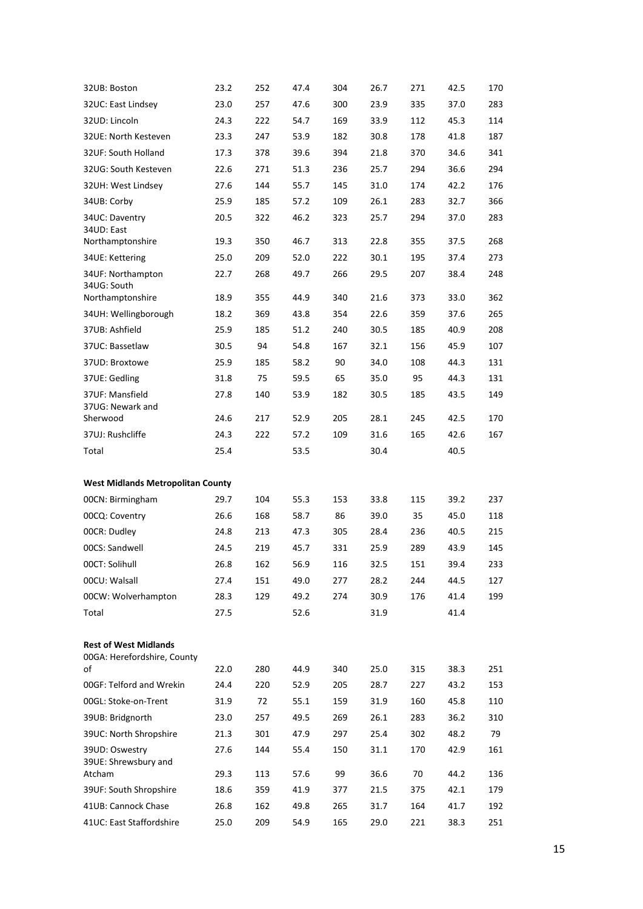| | | | | | | | | |
|---|---|---|---|---|---|---|---|---|
| 32UB: Boston | 23.2 | 252 | 47.4 | 304 | 26.7 | 271 | 42.5 | 170 |
| 32UC: East Lindsey | 23.0 | 257 | 47.6 | 300 | 23.9 | 335 | 37.0 | 283 |
| 32UD: Lincoln | 24.3 | 222 | 54.7 | 169 | 33.9 | 112 | 45.3 | 114 |
| 32UE: North Kesteven | 23.3 | 247 | 53.9 | 182 | 30.8 | 178 | 41.8 | 187 |
| 32UF: South Holland | 17.3 | 378 | 39.6 | 394 | 21.8 | 370 | 34.6 | 341 |
| 32UG: South Kesteven | 22.6 | 271 | 51.3 | 236 | 25.7 | 294 | 36.6 | 294 |
| 32UH: West Lindsey | 27.6 | 144 | 55.7 | 145 | 31.0 | 174 | 42.2 | 176 |
| 34UB: Corby | 25.9 | 185 | 57.2 | 109 | 26.1 | 283 | 32.7 | 366 |
| 34UC: Daventry | 20.5 | 322 | 46.2 | 323 | 25.7 | 294 | 37.0 | 283 |
| 34UD: East Northamptonshire | 19.3 | 350 | 46.7 | 313 | 22.8 | 355 | 37.5 | 268 |
| 34UE: Kettering | 25.0 | 209 | 52.0 | 222 | 30.1 | 195 | 37.4 | 273 |
| 34UF: Northampton | 22.7 | 268 | 49.7 | 266 | 29.5 | 207 | 38.4 | 248 |
| 34UG: South Northamptonshire | 18.9 | 355 | 44.9 | 340 | 21.6 | 373 | 33.0 | 362 |
| 34UH: Wellingborough | 18.2 | 369 | 43.8 | 354 | 22.6 | 359 | 37.6 | 265 |
| 37UB: Ashfield | 25.9 | 185 | 51.2 | 240 | 30.5 | 185 | 40.9 | 208 |
| 37UC: Bassetlaw | 30.5 | 94 | 54.8 | 167 | 32.1 | 156 | 45.9 | 107 |
| 37UD: Broxtowe | 25.9 | 185 | 58.2 | 90 | 34.0 | 108 | 44.3 | 131 |
| 37UE: Gedling | 31.8 | 75 | 59.5 | 65 | 35.0 | 95 | 44.3 | 131 |
| 37UF: Mansfield | 27.8 | 140 | 53.9 | 182 | 30.5 | 185 | 43.5 | 149 |
| 37UG: Newark and Sherwood | 24.6 | 217 | 52.9 | 205 | 28.1 | 245 | 42.5 | 170 |
| 37UJ: Rushcliffe | 24.3 | 222 | 57.2 | 109 | 31.6 | 165 | 42.6 | 167 |
| Total | 25.4 | | 53.5 | | 30.4 | | 40.5 | |
| | | | | | | | | |
| **West Midlands Metropolitan County** | | | | | | | | |
| 00CN: Birmingham | 29.7 | 104 | 55.3 | 153 | 33.8 | 115 | 39.2 | 237 |
| 00CQ: Coventry | 26.6 | 168 | 58.7 | 86 | 39.0 | 35 | 45.0 | 118 |
| 00CR: Dudley | 24.8 | 213 | 47.3 | 305 | 28.4 | 236 | 40.5 | 215 |
| 00CS: Sandwell | 24.5 | 219 | 45.7 | 331 | 25.9 | 289 | 43.9 | 145 |
| 00CT: Solihull | 26.8 | 162 | 56.9 | 116 | 32.5 | 151 | 39.4 | 233 |
| 00CU: Walsall | 27.4 | 151 | 49.0 | 277 | 28.2 | 244 | 44.5 | 127 |
| 00CW: Wolverhampton | 28.3 | 129 | 49.2 | 274 | 30.9 | 176 | 41.4 | 199 |
| Total | 27.5 | | 52.6 | | 31.9 | | 41.4 | |
| | | | | | | | | |
| **Rest of West Midlands** | | | | | | | | |
| 00GA: Herefordshire, County of | 22.0 | 280 | 44.9 | 340 | 25.0 | 315 | 38.3 | 251 |
| 00GF: Telford and Wrekin | 24.4 | 220 | 52.9 | 205 | 28.7 | 227 | 43.2 | 153 |
| 00GL: Stoke-on-Trent | 31.9 | 72 | 55.1 | 159 | 31.9 | 160 | 45.8 | 110 |
| 39UB: Bridgnorth | 23.0 | 257 | 49.5 | 269 | 26.1 | 283 | 36.2 | 310 |
| 39UC: North Shropshire | 21.3 | 301 | 47.9 | 297 | 25.4 | 302 | 48.2 | 79 |
| 39UD: Oswestry | 27.6 | 144 | 55.4 | 150 | 31.1 | 170 | 42.9 | 161 |
| 39UE: Shrewsbury and Atcham | 29.3 | 113 | 57.6 | 99 | 36.6 | 70 | 44.2 | 136 |
| 39UF: South Shropshire | 18.6 | 359 | 41.9 | 377 | 21.5 | 375 | 42.1 | 179 |
| 41UB: Cannock Chase | 26.8 | 162 | 49.8 | 265 | 31.7 | 164 | 41.7 | 192 |
| 41UC: East Staffordshire | 25.0 | 209 | 54.9 | 165 | 29.0 | 221 | 38.3 | 251 |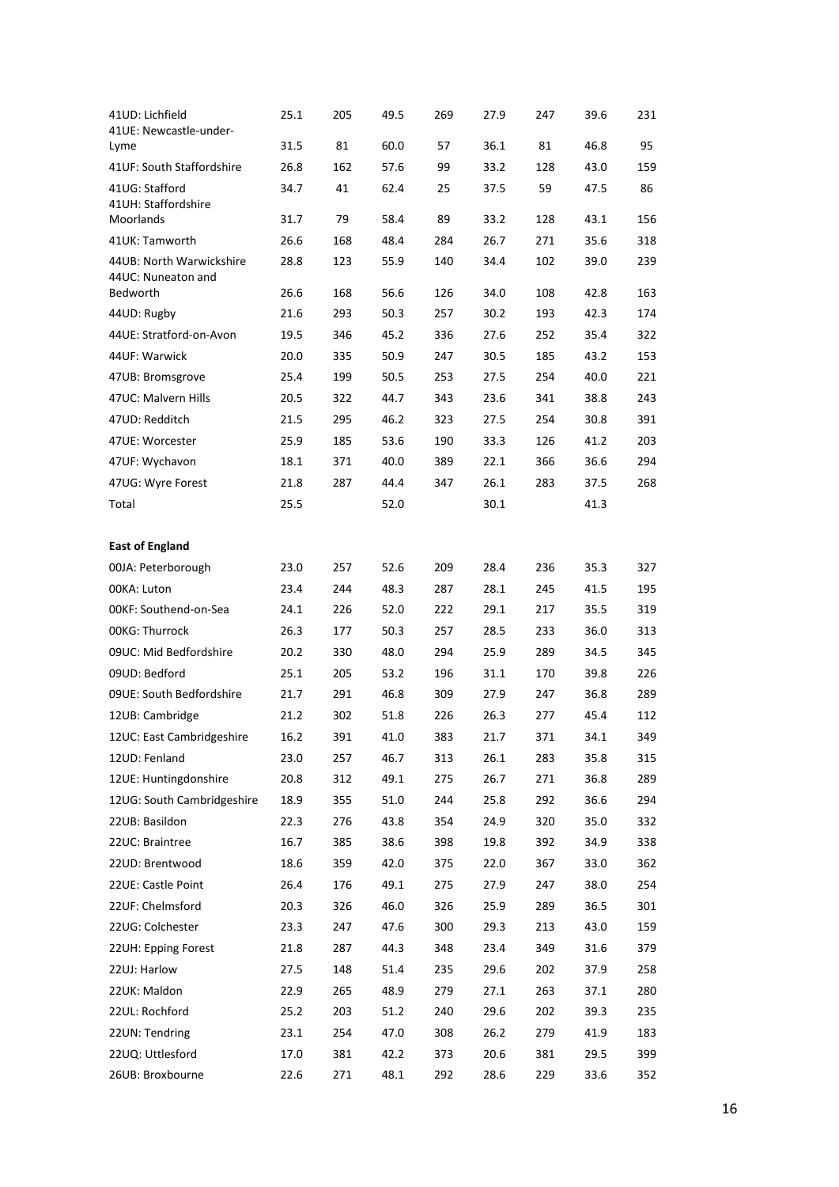| | | | | | | | | |
|---|---|---|---|---|---|---|---|---|
| 41UD: Lichfield | 25.1 | 205 | 49.5 | 269 | 27.9 | 247 | 39.6 | 231 |
| 41UE: Newcastle-under-Lyme | 31.5 | 81 | 60.0 | 57 | 36.1 | 81 | 46.8 | 95 |
| 41UF: South Staffordshire | 26.8 | 162 | 57.6 | 99 | 33.2 | 128 | 43.0 | 159 |
| 41UG: Stafford | 34.7 | 41 | 62.4 | 25 | 37.5 | 59 | 47.5 | 86 |
| 41UH: Staffordshire Moorlands | 31.7 | 79 | 58.4 | 89 | 33.2 | 128 | 43.1 | 156 |
| 41UK: Tamworth | 26.6 | 168 | 48.4 | 284 | 26.7 | 271 | 35.6 | 318 |
| 44UB: North Warwickshire | 28.8 | 123 | 55.9 | 140 | 34.4 | 102 | 39.0 | 239 |
| 44UC: Nuneaton and Bedworth | 26.6 | 168 | 56.6 | 126 | 34.0 | 108 | 42.8 | 163 |
| 44UD: Rugby | 21.6 | 293 | 50.3 | 257 | 30.2 | 193 | 42.3 | 174 |
| 44UE: Stratford-on-Avon | 19.5 | 346 | 45.2 | 336 | 27.6 | 252 | 35.4 | 322 |
| 44UF: Warwick | 20.0 | 335 | 50.9 | 247 | 30.5 | 185 | 43.2 | 153 |
| 47UB: Bromsgrove | 25.4 | 199 | 50.5 | 253 | 27.5 | 254 | 40.0 | 221 |
| 47UC: Malvern Hills | 20.5 | 322 | 44.7 | 343 | 23.6 | 341 | 38.8 | 243 |
| 47UD: Redditch | 21.5 | 295 | 46.2 | 323 | 27.5 | 254 | 30.8 | 391 |
| 47UE: Worcester | 25.9 | 185 | 53.6 | 190 | 33.3 | 126 | 41.2 | 203 |
| 47UF: Wychavon | 18.1 | 371 | 40.0 | 389 | 22.1 | 366 | 36.6 | 294 |
| 47UG: Wyre Forest | 21.8 | 287 | 44.4 | 347 | 26.1 | 283 | 37.5 | 268 |
| Total | 25.5 | | 52.0 | | 30.1 | | 41.3 | |
| | | | | | | | | |
| **East of England** | | | | | | | | |
| 00JA: Peterborough | 23.0 | 257 | 52.6 | 209 | 28.4 | 236 | 35.3 | 327 |
| 00KA: Luton | 23.4 | 244 | 48.3 | 287 | 28.1 | 245 | 41.5 | 195 |
| 00KF: Southend-on-Sea | 24.1 | 226 | 52.0 | 222 | 29.1 | 217 | 35.5 | 319 |
| 00KG: Thurrock | 26.3 | 177 | 50.3 | 257 | 28.5 | 233 | 36.0 | 313 |
| 09UC: Mid Bedfordshire | 20.2 | 330 | 48.0 | 294 | 25.9 | 289 | 34.5 | 345 |
| 09UD: Bedford | 25.1 | 205 | 53.2 | 196 | 31.1 | 170 | 39.8 | 226 |
| 09UE: South Bedfordshire | 21.7 | 291 | 46.8 | 309 | 27.9 | 247 | 36.8 | 289 |
| 12UB: Cambridge | 21.2 | 302 | 51.8 | 226 | 26.3 | 277 | 45.4 | 112 |
| 12UC: East Cambridgeshire | 16.2 | 391 | 41.0 | 383 | 21.7 | 371 | 34.1 | 349 |
| 12UD: Fenland | 23.0 | 257 | 46.7 | 313 | 26.1 | 283 | 35.8 | 315 |
| 12UE: Huntingdonshire | 20.8 | 312 | 49.1 | 275 | 26.7 | 271 | 36.8 | 289 |
| 12UG: South Cambridgeshire | 18.9 | 355 | 51.0 | 244 | 25.8 | 292 | 36.6 | 294 |
| 22UB: Basildon | 22.3 | 276 | 43.8 | 354 | 24.9 | 320 | 35.0 | 332 |
| 22UC: Braintree | 16.7 | 385 | 38.6 | 398 | 19.8 | 392 | 34.9 | 338 |
| 22UD: Brentwood | 18.6 | 359 | 42.0 | 375 | 22.0 | 367 | 33.0 | 362 |
| 22UE: Castle Point | 26.4 | 176 | 49.1 | 275 | 27.9 | 247 | 38.0 | 254 |
| 22UF: Chelmsford | 20.3 | 326 | 46.0 | 326 | 25.9 | 289 | 36.5 | 301 |
| 22UG: Colchester | 23.3 | 247 | 47.6 | 300 | 29.3 | 213 | 43.0 | 159 |
| 22UH: Epping Forest | 21.8 | 287 | 44.3 | 348 | 23.4 | 349 | 31.6 | 379 |
| 22UJ: Harlow | 27.5 | 148 | 51.4 | 235 | 29.6 | 202 | 37.9 | 258 |
| 22UK: Maldon | 22.9 | 265 | 48.9 | 279 | 27.1 | 263 | 37.1 | 280 |
| 22UL: Rochford | 25.2 | 203 | 51.2 | 240 | 29.6 | 202 | 39.3 | 235 |
| 22UN: Tendring | 23.1 | 254 | 47.0 | 308 | 26.2 | 279 | 41.9 | 183 |
| 22UQ: Uttlesford | 17.0 | 381 | 42.2 | 373 | 20.6 | 381 | 29.5 | 399 |
| 26UB: Broxbourne | 22.6 | 271 | 48.1 | 292 | 28.6 | 229 | 33.6 | 352 |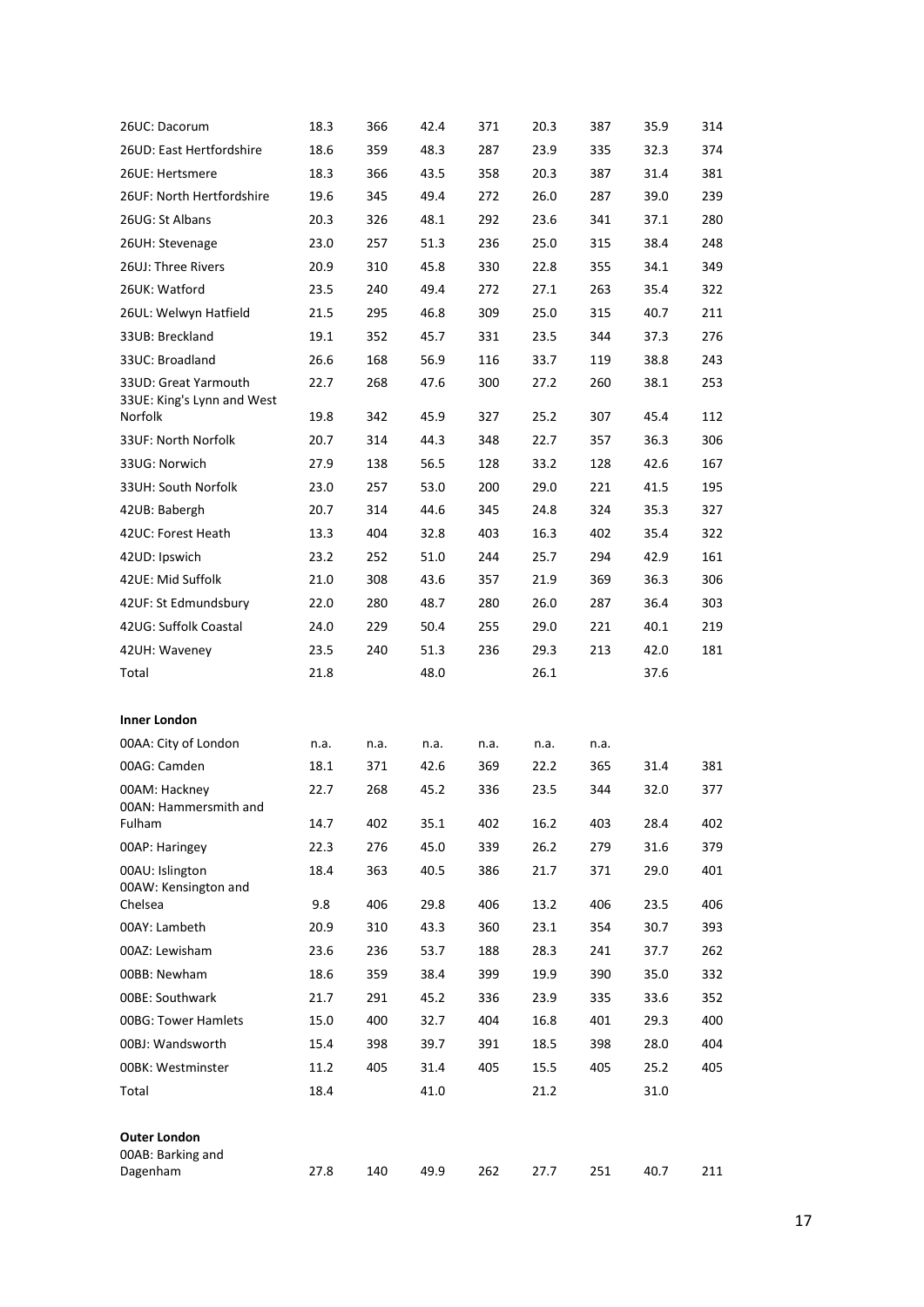| | | | | | | | | |
|---|---|---|---|---|---|---|---|---|
| 26UC: Dacorum | 18.3 | 366 | 42.4 | 371 | 20.3 | 387 | 35.9 | 314 |
| 26UD: East Hertfordshire | 18.6 | 359 | 48.3 | 287 | 23.9 | 335 | 32.3 | 374 |
| 26UE: Hertsmere | 18.3 | 366 | 43.5 | 358 | 20.3 | 387 | 31.4 | 381 |
| 26UF: North Hertfordshire | 19.6 | 345 | 49.4 | 272 | 26.0 | 287 | 39.0 | 239 |
| 26UG: St Albans | 20.3 | 326 | 48.1 | 292 | 23.6 | 341 | 37.1 | 280 |
| 26UH: Stevenage | 23.0 | 257 | 51.3 | 236 | 25.0 | 315 | 38.4 | 248 |
| 26UJ: Three Rivers | 20.9 | 310 | 45.8 | 330 | 22.8 | 355 | 34.1 | 349 |
| 26UK: Watford | 23.5 | 240 | 49.4 | 272 | 27.1 | 263 | 35.4 | 322 |
| 26UL: Welwyn Hatfield | 21.5 | 295 | 46.8 | 309 | 25.0 | 315 | 40.7 | 211 |
| 33UB: Breckland | 19.1 | 352 | 45.7 | 331 | 23.5 | 344 | 37.3 | 276 |
| 33UC: Broadland | 26.6 | 168 | 56.9 | 116 | 33.7 | 119 | 38.8 | 243 |
| 33UD: Great Yarmouth | 22.7 | 268 | 47.6 | 300 | 27.2 | 260 | 38.1 | 253 |
| 33UE: King's Lynn and West Norfolk | 19.8 | 342 | 45.9 | 327 | 25.2 | 307 | 45.4 | 112 |
| 33UF: North Norfolk | 20.7 | 314 | 44.3 | 348 | 22.7 | 357 | 36.3 | 306 |
| 33UG: Norwich | 27.9 | 138 | 56.5 | 128 | 33.2 | 128 | 42.6 | 167 |
| 33UH: South Norfolk | 23.0 | 257 | 53.0 | 200 | 29.0 | 221 | 41.5 | 195 |
| 42UB: Babergh | 20.7 | 314 | 44.6 | 345 | 24.8 | 324 | 35.3 | 327 |
| 42UC: Forest Heath | 13.3 | 404 | 32.8 | 403 | 16.3 | 402 | 35.4 | 322 |
| 42UD: Ipswich | 23.2 | 252 | 51.0 | 244 | 25.7 | 294 | 42.9 | 161 |
| 42UE: Mid Suffolk | 21.0 | 308 | 43.6 | 357 | 21.9 | 369 | 36.3 | 306 |
| 42UF: St Edmundsbury | 22.0 | 280 | 48.7 | 280 | 26.0 | 287 | 36.4 | 303 |
| 42UG: Suffolk Coastal | 24.0 | 229 | 50.4 | 255 | 29.0 | 221 | 40.1 | 219 |
| 42UH: Waveney | 23.5 | 240 | 51.3 | 236 | 29.3 | 213 | 42.0 | 181 |
| Total | 21.8 | | 48.0 | | 26.1 | | 37.6 | |
| | | | | | | | | |
| **Inner London** | | | | | | | | |
| 00AA: City of London | n.a. | n.a. | n.a. | n.a. | n.a. | n.a. | | |
| 00AG: Camden | 18.1 | 371 | 42.6 | 369 | 22.2 | 365 | 31.4 | 381 |
| 00AM: Hackney | 22.7 | 268 | 45.2 | 336 | 23.5 | 344 | 32.0 | 377 |
| 00AN: Hammersmith and Fulham | 14.7 | 402 | 35.1 | 402 | 16.2 | 403 | 28.4 | 402 |
| 00AP: Haringey | 22.3 | 276 | 45.0 | 339 | 26.2 | 279 | 31.6 | 379 |
| 00AU: Islington | 18.4 | 363 | 40.5 | 386 | 21.7 | 371 | 29.0 | 401 |
| 00AW: Kensington and Chelsea | 9.8 | 406 | 29.8 | 406 | 13.2 | 406 | 23.5 | 406 |
| 00AY: Lambeth | 20.9 | 310 | 43.3 | 360 | 23.1 | 354 | 30.7 | 393 |
| 00AZ: Lewisham | 23.6 | 236 | 53.7 | 188 | 28.3 | 241 | 37.7 | 262 |
| 00BB: Newham | 18.6 | 359 | 38.4 | 399 | 19.9 | 390 | 35.0 | 332 |
| 00BE: Southwark | 21.7 | 291 | 45.2 | 336 | 23.9 | 335 | 33.6 | 352 |
| 00BG: Tower Hamlets | 15.0 | 400 | 32.7 | 404 | 16.8 | 401 | 29.3 | 400 |
| 00BJ: Wandsworth | 15.4 | 398 | 39.7 | 391 | 18.5 | 398 | 28.0 | 404 |
| 00BK: Westminster | 11.2 | 405 | 31.4 | 405 | 15.5 | 405 | 25.2 | 405 |
| Total | 18.4 | | 41.0 | | 21.2 | | 31.0 | |
| | | | | | | | | |
| **Outer London** | | | | | | | | |
| 00AB: Barking and Dagenham | 27.8 | 140 | 49.9 | 262 | 27.7 | 251 | 40.7 | 211 |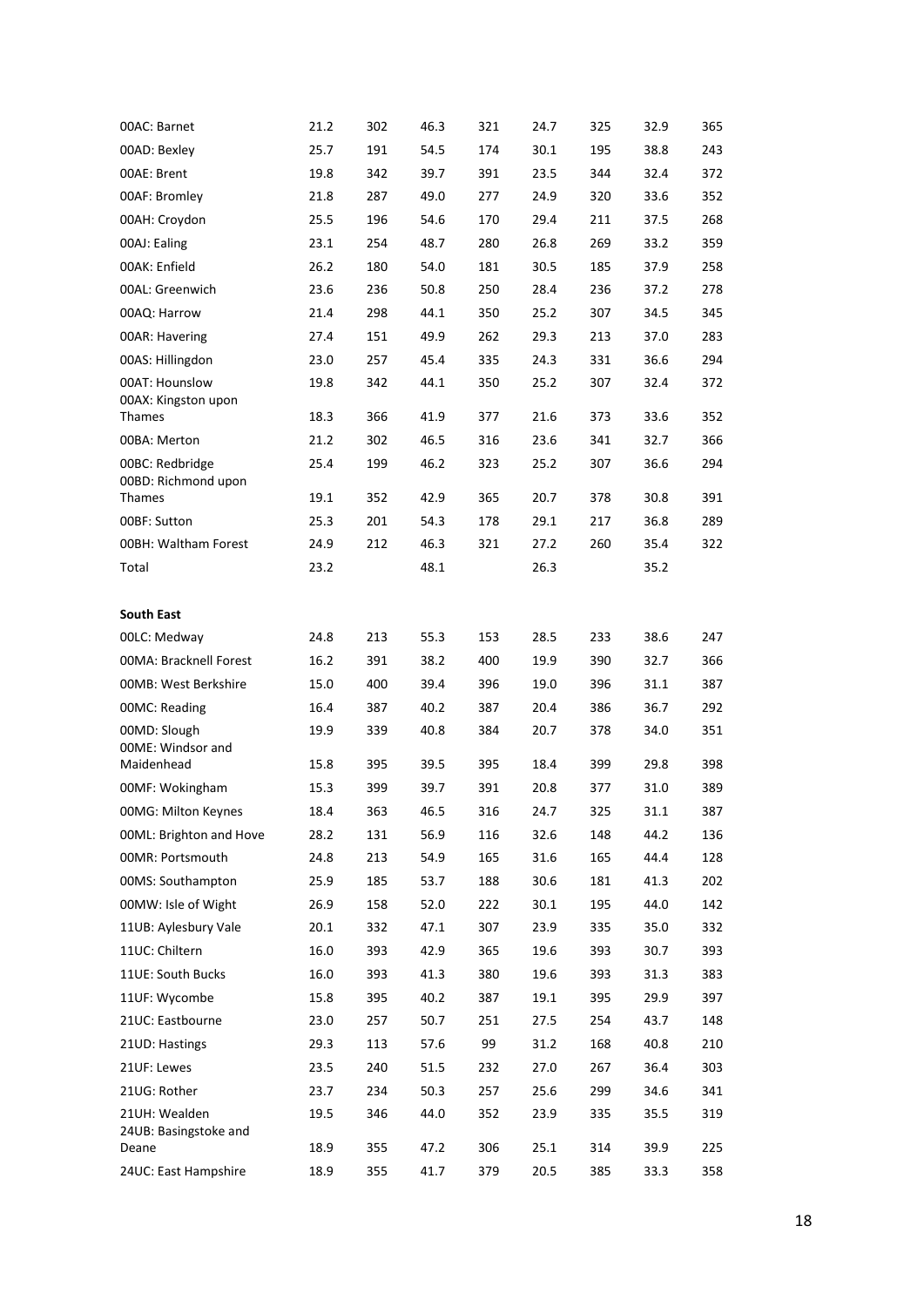| | | | | | | | | |
|---|---|---|---|---|---|---|---|---|
| 00AC: Barnet | 21.2 | 302 | 46.3 | 321 | 24.7 | 325 | 32.9 | 365 |
| 00AD: Bexley | 25.7 | 191 | 54.5 | 174 | 30.1 | 195 | 38.8 | 243 |
| 00AE: Brent | 19.8 | 342 | 39.7 | 391 | 23.5 | 344 | 32.4 | 372 |
| 00AF: Bromley | 21.8 | 287 | 49.0 | 277 | 24.9 | 320 | 33.6 | 352 |
| 00AH: Croydon | 25.5 | 196 | 54.6 | 170 | 29.4 | 211 | 37.5 | 268 |
| 00AJ: Ealing | 23.1 | 254 | 48.7 | 280 | 26.8 | 269 | 33.2 | 359 |
| 00AK: Enfield | 26.2 | 180 | 54.0 | 181 | 30.5 | 185 | 37.9 | 258 |
| 00AL: Greenwich | 23.6 | 236 | 50.8 | 250 | 28.4 | 236 | 37.2 | 278 |
| 00AQ: Harrow | 21.4 | 298 | 44.1 | 350 | 25.2 | 307 | 34.5 | 345 |
| 00AR: Havering | 27.4 | 151 | 49.9 | 262 | 29.3 | 213 | 37.0 | 283 |
| 00AS: Hillingdon | 23.0 | 257 | 45.4 | 335 | 24.3 | 331 | 36.6 | 294 |
| 00AT: Hounslow | 19.8 | 342 | 44.1 | 350 | 25.2 | 307 | 32.4 | 372 |
| 00AX: Kingston upon Thames | 18.3 | 366 | 41.9 | 377 | 21.6 | 373 | 33.6 | 352 |
| 00BA: Merton | 21.2 | 302 | 46.5 | 316 | 23.6 | 341 | 32.7 | 366 |
| 00BC: Redbridge | 25.4 | 199 | 46.2 | 323 | 25.2 | 307 | 36.6 | 294 |
| 00BD: Richmond upon Thames | 19.1 | 352 | 42.9 | 365 | 20.7 | 378 | 30.8 | 391 |
| 00BF: Sutton | 25.3 | 201 | 54.3 | 178 | 29.1 | 217 | 36.8 | 289 |
| 00BH: Waltham Forest | 24.9 | 212 | 46.3 | 321 | 27.2 | 260 | 35.4 | 322 |
| Total | 23.2 | | 48.1 | | 26.3 | | 35.2 | |
| | | | | | | | | |
| **South East** | | | | | | | | |
| 00LC: Medway | 24.8 | 213 | 55.3 | 153 | 28.5 | 233 | 38.6 | 247 |
| 00MA: Bracknell Forest | 16.2 | 391 | 38.2 | 400 | 19.9 | 390 | 32.7 | 366 |
| 00MB: West Berkshire | 15.0 | 400 | 39.4 | 396 | 19.0 | 396 | 31.1 | 387 |
| 00MC: Reading | 16.4 | 387 | 40.2 | 387 | 20.4 | 386 | 36.7 | 292 |
| 00MD: Slough | 19.9 | 339 | 40.8 | 384 | 20.7 | 378 | 34.0 | 351 |
| 00ME: Windsor and Maidenhead | 15.8 | 395 | 39.5 | 395 | 18.4 | 399 | 29.8 | 398 |
| 00MF: Wokingham | 15.3 | 399 | 39.7 | 391 | 20.8 | 377 | 31.0 | 389 |
| 00MG: Milton Keynes | 18.4 | 363 | 46.5 | 316 | 24.7 | 325 | 31.1 | 387 |
| 00ML: Brighton and Hove | 28.2 | 131 | 56.9 | 116 | 32.6 | 148 | 44.2 | 136 |
| 00MR: Portsmouth | 24.8 | 213 | 54.9 | 165 | 31.6 | 165 | 44.4 | 128 |
| 00MS: Southampton | 25.9 | 185 | 53.7 | 188 | 30.6 | 181 | 41.3 | 202 |
| 00MW: Isle of Wight | 26.9 | 158 | 52.0 | 222 | 30.1 | 195 | 44.0 | 142 |
| 11UB: Aylesbury Vale | 20.1 | 332 | 47.1 | 307 | 23.9 | 335 | 35.0 | 332 |
| 11UC: Chiltern | 16.0 | 393 | 42.9 | 365 | 19.6 | 393 | 30.7 | 393 |
| 11UE: South Bucks | 16.0 | 393 | 41.3 | 380 | 19.6 | 393 | 31.3 | 383 |
| 11UF: Wycombe | 15.8 | 395 | 40.2 | 387 | 19.1 | 395 | 29.9 | 397 |
| 21UC: Eastbourne | 23.0 | 257 | 50.7 | 251 | 27.5 | 254 | 43.7 | 148 |
| 21UD: Hastings | 29.3 | 113 | 57.6 | 99 | 31.2 | 168 | 40.8 | 210 |
| 21UF: Lewes | 23.5 | 240 | 51.5 | 232 | 27.0 | 267 | 36.4 | 303 |
| 21UG: Rother | 23.7 | 234 | 50.3 | 257 | 25.6 | 299 | 34.6 | 341 |
| 21UH: Wealden | 19.5 | 346 | 44.0 | 352 | 23.9 | 335 | 35.5 | 319 |
| 24UB: Basingstoke and Deane | 18.9 | 355 | 47.2 | 306 | 25.1 | 314 | 39.9 | 225 |
| 24UC: East Hampshire | 18.9 | 355 | 41.7 | 379 | 20.5 | 385 | 33.3 | 358 |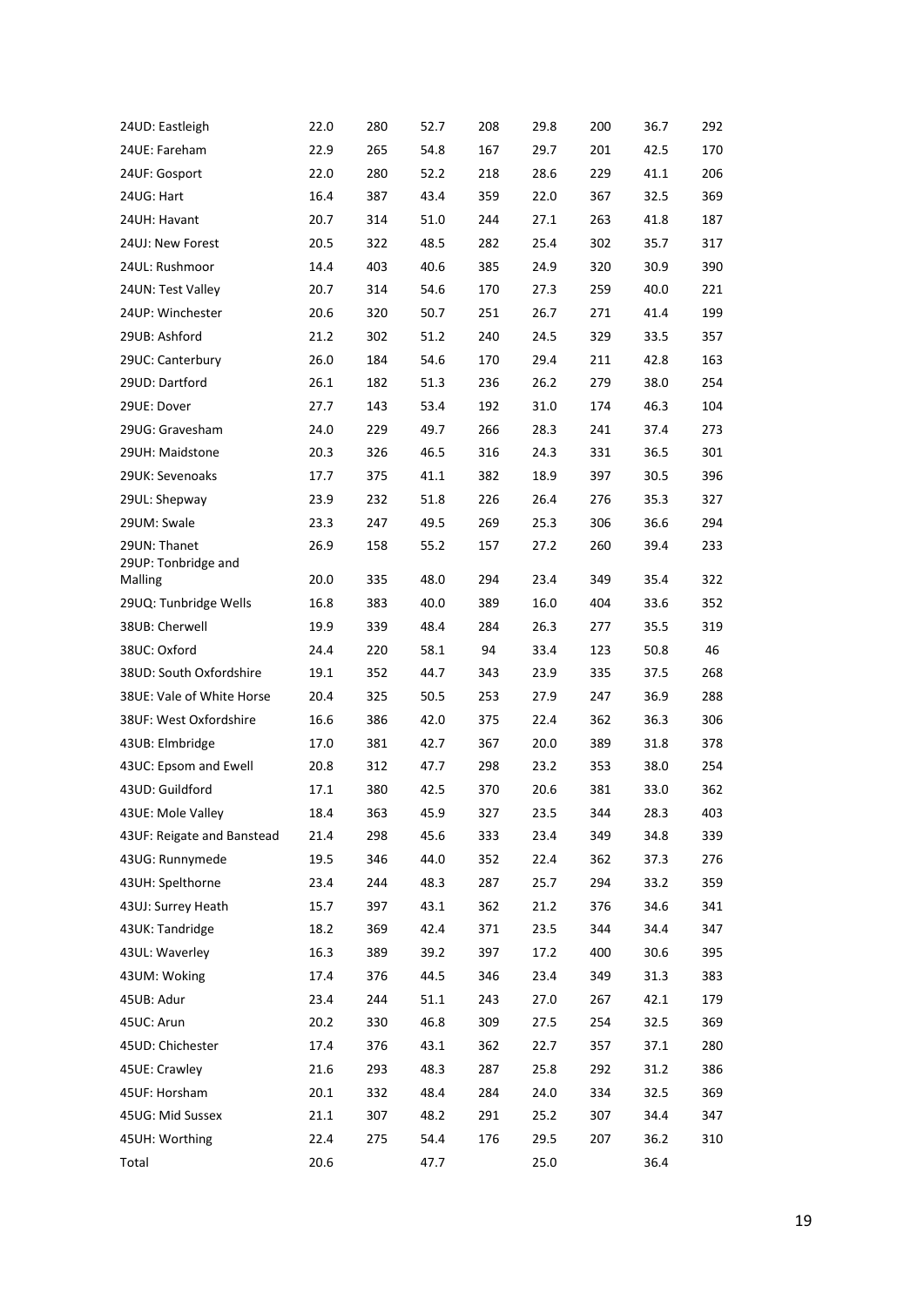| | | | | | | | | |
|---|---|---|---|---|---|---|---|---|
| 24UD: Eastleigh | 22.0 | 280 | 52.7 | 208 | 29.8 | 200 | 36.7 | 292 |
| 24UE: Fareham | 22.9 | 265 | 54.8 | 167 | 29.7 | 201 | 42.5 | 170 |
| 24UF: Gosport | 22.0 | 280 | 52.2 | 218 | 28.6 | 229 | 41.1 | 206 |
| 24UG: Hart | 16.4 | 387 | 43.4 | 359 | 22.0 | 367 | 32.5 | 369 |
| 24UH: Havant | 20.7 | 314 | 51.0 | 244 | 27.1 | 263 | 41.8 | 187 |
| 24UJ: New Forest | 20.5 | 322 | 48.5 | 282 | 25.4 | 302 | 35.7 | 317 |
| 24UL: Rushmoor | 14.4 | 403 | 40.6 | 385 | 24.9 | 320 | 30.9 | 390 |
| 24UN: Test Valley | 20.7 | 314 | 54.6 | 170 | 27.3 | 259 | 40.0 | 221 |
| 24UP: Winchester | 20.6 | 320 | 50.7 | 251 | 26.7 | 271 | 41.4 | 199 |
| 29UB: Ashford | 21.2 | 302 | 51.2 | 240 | 24.5 | 329 | 33.5 | 357 |
| 29UC: Canterbury | 26.0 | 184 | 54.6 | 170 | 29.4 | 211 | 42.8 | 163 |
| 29UD: Dartford | 26.1 | 182 | 51.3 | 236 | 26.2 | 279 | 38.0 | 254 |
| 29UE: Dover | 27.7 | 143 | 53.4 | 192 | 31.0 | 174 | 46.3 | 104 |
| 29UG: Gravesham | 24.0 | 229 | 49.7 | 266 | 28.3 | 241 | 37.4 | 273 |
| 29UH: Maidstone | 20.3 | 326 | 46.5 | 316 | 24.3 | 331 | 36.5 | 301 |
| 29UK: Sevenoaks | 17.7 | 375 | 41.1 | 382 | 18.9 | 397 | 30.5 | 396 |
| 29UL: Shepway | 23.9 | 232 | 51.8 | 226 | 26.4 | 276 | 35.3 | 327 |
| 29UM: Swale | 23.3 | 247 | 49.5 | 269 | 25.3 | 306 | 36.6 | 294 |
| 29UN: Thanet | 26.9 | 158 | 55.2 | 157 | 27.2 | 260 | 39.4 | 233 |
| 29UP: Tonbridge and Malling | 20.0 | 335 | 48.0 | 294 | 23.4 | 349 | 35.4 | 322 |
| 29UQ: Tunbridge Wells | 16.8 | 383 | 40.0 | 389 | 16.0 | 404 | 33.6 | 352 |
| 38UB: Cherwell | 19.9 | 339 | 48.4 | 284 | 26.3 | 277 | 35.5 | 319 |
| 38UC: Oxford | 24.4 | 220 | 58.1 | 94 | 33.4 | 123 | 50.8 | 46 |
| 38UD: South Oxfordshire | 19.1 | 352 | 44.7 | 343 | 23.9 | 335 | 37.5 | 268 |
| 38UE: Vale of White Horse | 20.4 | 325 | 50.5 | 253 | 27.9 | 247 | 36.9 | 288 |
| 38UF: West Oxfordshire | 16.6 | 386 | 42.0 | 375 | 22.4 | 362 | 36.3 | 306 |
| 43UB: Elmbridge | 17.0 | 381 | 42.7 | 367 | 20.0 | 389 | 31.8 | 378 |
| 43UC: Epsom and Ewell | 20.8 | 312 | 47.7 | 298 | 23.2 | 353 | 38.0 | 254 |
| 43UD: Guildford | 17.1 | 380 | 42.5 | 370 | 20.6 | 381 | 33.0 | 362 |
| 43UE: Mole Valley | 18.4 | 363 | 45.9 | 327 | 23.5 | 344 | 28.3 | 403 |
| 43UF: Reigate and Banstead | 21.4 | 298 | 45.6 | 333 | 23.4 | 349 | 34.8 | 339 |
| 43UG: Runnymede | 19.5 | 346 | 44.0 | 352 | 22.4 | 362 | 37.3 | 276 |
| 43UH: Spelthorne | 23.4 | 244 | 48.3 | 287 | 25.7 | 294 | 33.2 | 359 |
| 43UJ: Surrey Heath | 15.7 | 397 | 43.1 | 362 | 21.2 | 376 | 34.6 | 341 |
| 43UK: Tandridge | 18.2 | 369 | 42.4 | 371 | 23.5 | 344 | 34.4 | 347 |
| 43UL: Waverley | 16.3 | 389 | 39.2 | 397 | 17.2 | 400 | 30.6 | 395 |
| 43UM: Woking | 17.4 | 376 | 44.5 | 346 | 23.4 | 349 | 31.3 | 383 |
| 45UB: Adur | 23.4 | 244 | 51.1 | 243 | 27.0 | 267 | 42.1 | 179 |
| 45UC: Arun | 20.2 | 330 | 46.8 | 309 | 27.5 | 254 | 32.5 | 369 |
| 45UD: Chichester | 17.4 | 376 | 43.1 | 362 | 22.7 | 357 | 37.1 | 280 |
| 45UE: Crawley | 21.6 | 293 | 48.3 | 287 | 25.8 | 292 | 31.2 | 386 |
| 45UF: Horsham | 20.1 | 332 | 48.4 | 284 | 24.0 | 334 | 32.5 | 369 |
| 45UG: Mid Sussex | 21.1 | 307 | 48.2 | 291 | 25.2 | 307 | 34.4 | 347 |
| 45UH: Worthing | 22.4 | 275 | 54.4 | 176 | 29.5 | 207 | 36.2 | 310 |
| Total | 20.6 | | 47.7 | | 25.0 | | 36.4 | |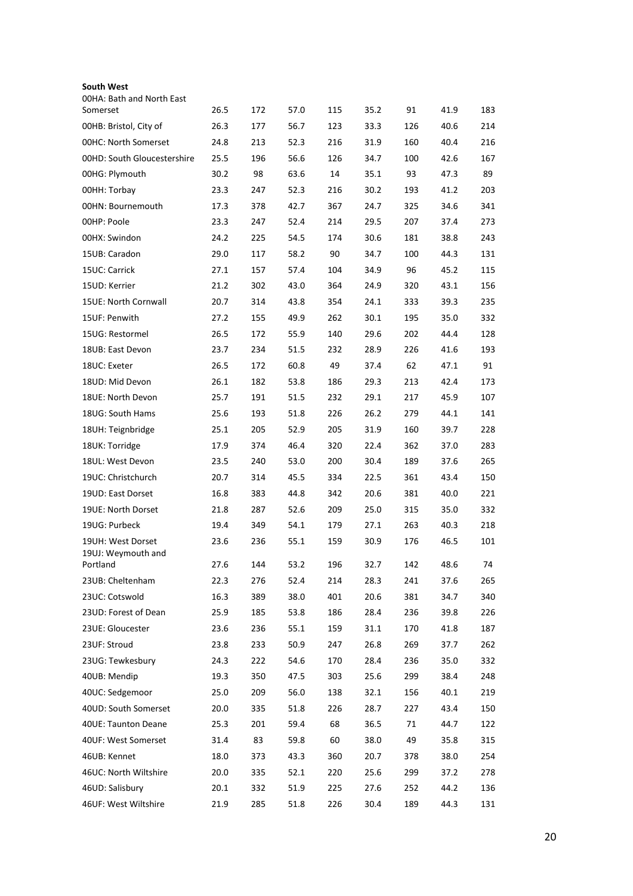**South West**

| | | | | | | | | |
|---|---|---|---|---|---|---|---|---|
| 00HA: Bath and North East Somerset | 26.5 | 172 | 57.0 | 115 | 35.2 | 91 | 41.9 | 183 |
| 00HB: Bristol, City of | 26.3 | 177 | 56.7 | 123 | 33.3 | 126 | 40.6 | 214 |
| 00HC: North Somerset | 24.8 | 213 | 52.3 | 216 | 31.9 | 160 | 40.4 | 216 |
| 00HD: South Gloucestershire | 25.5 | 196 | 56.6 | 126 | 34.7 | 100 | 42.6 | 167 |
| 00HG: Plymouth | 30.2 | 98 | 63.6 | 14 | 35.1 | 93 | 47.3 | 89 |
| 00HH: Torbay | 23.3 | 247 | 52.3 | 216 | 30.2 | 193 | 41.2 | 203 |
| 00HN: Bournemouth | 17.3 | 378 | 42.7 | 367 | 24.7 | 325 | 34.6 | 341 |
| 00HP: Poole | 23.3 | 247 | 52.4 | 214 | 29.5 | 207 | 37.4 | 273 |
| 00HX: Swindon | 24.2 | 225 | 54.5 | 174 | 30.6 | 181 | 38.8 | 243 |
| 15UB: Caradon | 29.0 | 117 | 58.2 | 90 | 34.7 | 100 | 44.3 | 131 |
| 15UC: Carrick | 27.1 | 157 | 57.4 | 104 | 34.9 | 96 | 45.2 | 115 |
| 15UD: Kerrier | 21.2 | 302 | 43.0 | 364 | 24.9 | 320 | 43.1 | 156 |
| 15UE: North Cornwall | 20.7 | 314 | 43.8 | 354 | 24.1 | 333 | 39.3 | 235 |
| 15UF: Penwith | 27.2 | 155 | 49.9 | 262 | 30.1 | 195 | 35.0 | 332 |
| 15UG: Restormel | 26.5 | 172 | 55.9 | 140 | 29.6 | 202 | 44.4 | 128 |
| 18UB: East Devon | 23.7 | 234 | 51.5 | 232 | 28.9 | 226 | 41.6 | 193 |
| 18UC: Exeter | 26.5 | 172 | 60.8 | 49 | 37.4 | 62 | 47.1 | 91 |
| 18UD: Mid Devon | 26.1 | 182 | 53.8 | 186 | 29.3 | 213 | 42.4 | 173 |
| 18UE: North Devon | 25.7 | 191 | 51.5 | 232 | 29.1 | 217 | 45.9 | 107 |
| 18UG: South Hams | 25.6 | 193 | 51.8 | 226 | 26.2 | 279 | 44.1 | 141 |
| 18UH: Teignbridge | 25.1 | 205 | 52.9 | 205 | 31.9 | 160 | 39.7 | 228 |
| 18UK: Torridge | 17.9 | 374 | 46.4 | 320 | 22.4 | 362 | 37.0 | 283 |
| 18UL: West Devon | 23.5 | 240 | 53.0 | 200 | 30.4 | 189 | 37.6 | 265 |
| 19UC: Christchurch | 20.7 | 314 | 45.5 | 334 | 22.5 | 361 | 43.4 | 150 |
| 19UD: East Dorset | 16.8 | 383 | 44.8 | 342 | 20.6 | 381 | 40.0 | 221 |
| 19UE: North Dorset | 21.8 | 287 | 52.6 | 209 | 25.0 | 315 | 35.0 | 332 |
| 19UG: Purbeck | 19.4 | 349 | 54.1 | 179 | 27.1 | 263 | 40.3 | 218 |
| 19UH: West Dorset | 23.6 | 236 | 55.1 | 159 | 30.9 | 176 | 46.5 | 101 |
| 19UJ: Weymouth and Portland | 27.6 | 144 | 53.2 | 196 | 32.7 | 142 | 48.6 | 74 |
| 23UB: Cheltenham | 22.3 | 276 | 52.4 | 214 | 28.3 | 241 | 37.6 | 265 |
| 23UC: Cotswold | 16.3 | 389 | 38.0 | 401 | 20.6 | 381 | 34.7 | 340 |
| 23UD: Forest of Dean | 25.9 | 185 | 53.8 | 186 | 28.4 | 236 | 39.8 | 226 |
| 23UE: Gloucester | 23.6 | 236 | 55.1 | 159 | 31.1 | 170 | 41.8 | 187 |
| 23UF: Stroud | 23.8 | 233 | 50.9 | 247 | 26.8 | 269 | 37.7 | 262 |
| 23UG: Tewkesbury | 24.3 | 222 | 54.6 | 170 | 28.4 | 236 | 35.0 | 332 |
| 40UB: Mendip | 19.3 | 350 | 47.5 | 303 | 25.6 | 299 | 38.4 | 248 |
| 40UC: Sedgemoor | 25.0 | 209 | 56.0 | 138 | 32.1 | 156 | 40.1 | 219 |
| 40UD: South Somerset | 20.0 | 335 | 51.8 | 226 | 28.7 | 227 | 43.4 | 150 |
| 40UE: Taunton Deane | 25.3 | 201 | 59.4 | 68 | 36.5 | 71 | 44.7 | 122 |
| 40UF: West Somerset | 31.4 | 83 | 59.8 | 60 | 38.0 | 49 | 35.8 | 315 |
| 46UB: Kennet | 18.0 | 373 | 43.3 | 360 | 20.7 | 378 | 38.0 | 254 |
| 46UC: North Wiltshire | 20.0 | 335 | 52.1 | 220 | 25.6 | 299 | 37.2 | 278 |
| 46UD: Salisbury | 20.1 | 332 | 51.9 | 225 | 27.6 | 252 | 44.2 | 136 |
| 46UF: West Wiltshire | 21.9 | 285 | 51.8 | 226 | 30.4 | 189 | 44.3 | 131 |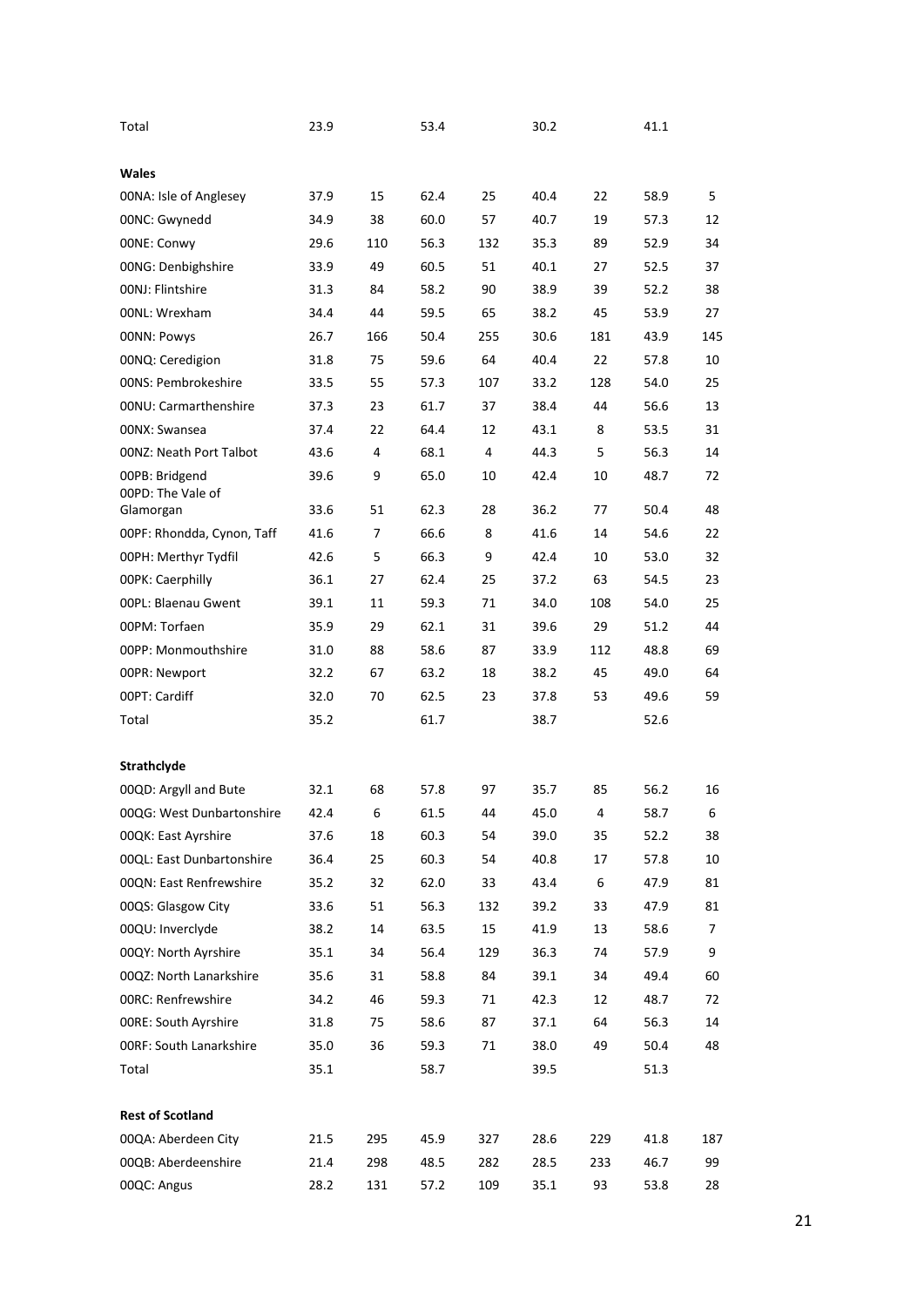| | | | | | | | | |
|---|---|---|---|---|---|---|---|---|
| Total | 23.9 | | 53.4 | | 30.2 | | 41.1 | |
| | | | | | | | | |
| **Wales** | | | | | | | | |
| 00NA: Isle of Anglesey | 37.9 | 15 | 62.4 | 25 | 40.4 | 22 | 58.9 | 5 |
| 00NC: Gwynedd | 34.9 | 38 | 60.0 | 57 | 40.7 | 19 | 57.3 | 12 |
| 00NE: Conwy | 29.6 | 110 | 56.3 | 132 | 35.3 | 89 | 52.9 | 34 |
| 00NG: Denbighshire | 33.9 | 49 | 60.5 | 51 | 40.1 | 27 | 52.5 | 37 |
| 00NJ: Flintshire | 31.3 | 84 | 58.2 | 90 | 38.9 | 39 | 52.2 | 38 |
| 00NL: Wrexham | 34.4 | 44 | 59.5 | 65 | 38.2 | 45 | 53.9 | 27 |
| 00NN: Powys | 26.7 | 166 | 50.4 | 255 | 30.6 | 181 | 43.9 | 145 |
| 00NQ: Ceredigion | 31.8 | 75 | 59.6 | 64 | 40.4 | 22 | 57.8 | 10 |
| 00NS: Pembrokeshire | 33.5 | 55 | 57.3 | 107 | 33.2 | 128 | 54.0 | 25 |
| 00NU: Carmarthenshire | 37.3 | 23 | 61.7 | 37 | 38.4 | 44 | 56.6 | 13 |
| 00NX: Swansea | 37.4 | 22 | 64.4 | 12 | 43.1 | 8 | 53.5 | 31 |
| 00NZ: Neath Port Talbot | 43.6 | 4 | 68.1 | 4 | 44.3 | 5 | 56.3 | 14 |
| 00PB: Bridgend | 39.6 | 9 | 65.0 | 10 | 42.4 | 10 | 48.7 | 72 |
| 00PD: The Vale of Glamorgan | 33.6 | 51 | 62.3 | 28 | 36.2 | 77 | 50.4 | 48 |
| 00PF: Rhondda, Cynon, Taff | 41.6 | 7 | 66.6 | 8 | 41.6 | 14 | 54.6 | 22 |
| 00PH: Merthyr Tydfil | 42.6 | 5 | 66.3 | 9 | 42.4 | 10 | 53.0 | 32 |
| 00PK: Caerphilly | 36.1 | 27 | 62.4 | 25 | 37.2 | 63 | 54.5 | 23 |
| 00PL: Blaenau Gwent | 39.1 | 11 | 59.3 | 71 | 34.0 | 108 | 54.0 | 25 |
| 00PM: Torfaen | 35.9 | 29 | 62.1 | 31 | 39.6 | 29 | 51.2 | 44 |
| 00PP: Monmouthshire | 31.0 | 88 | 58.6 | 87 | 33.9 | 112 | 48.8 | 69 |
| 00PR: Newport | 32.2 | 67 | 63.2 | 18 | 38.2 | 45 | 49.0 | 64 |
| 00PT: Cardiff | 32.0 | 70 | 62.5 | 23 | 37.8 | 53 | 49.6 | 59 |
| Total | 35.2 | | 61.7 | | 38.7 | | 52.6 | |
| | | | | | | | | |
| **Strathclyde** | | | | | | | | |
| 00QD: Argyll and Bute | 32.1 | 68 | 57.8 | 97 | 35.7 | 85 | 56.2 | 16 |
| 00QG: West Dunbartonshire | 42.4 | 6 | 61.5 | 44 | 45.0 | 4 | 58.7 | 6 |
| 00QK: East Ayrshire | 37.6 | 18 | 60.3 | 54 | 39.0 | 35 | 52.2 | 38 |
| 00QL: East Dunbartonshire | 36.4 | 25 | 60.3 | 54 | 40.8 | 17 | 57.8 | 10 |
| 00QN: East Renfrewshire | 35.2 | 32 | 62.0 | 33 | 43.4 | 6 | 47.9 | 81 |
| 00QS: Glasgow City | 33.6 | 51 | 56.3 | 132 | 39.2 | 33 | 47.9 | 81 |
| 00QU: Inverclyde | 38.2 | 14 | 63.5 | 15 | 41.9 | 13 | 58.6 | 7 |
| 00QY: North Ayrshire | 35.1 | 34 | 56.4 | 129 | 36.3 | 74 | 57.9 | 9 |
| 00QZ: North Lanarkshire | 35.6 | 31 | 58.8 | 84 | 39.1 | 34 | 49.4 | 60 |
| 00RC: Renfrewshire | 34.2 | 46 | 59.3 | 71 | 42.3 | 12 | 48.7 | 72 |
| 00RE: South Ayrshire | 31.8 | 75 | 58.6 | 87 | 37.1 | 64 | 56.3 | 14 |
| 00RF: South Lanarkshire | 35.0 | 36 | 59.3 | 71 | 38.0 | 49 | 50.4 | 48 |
| Total | 35.1 | | 58.7 | | 39.5 | | 51.3 | |
| | | | | | | | | |
| **Rest of Scotland** | | | | | | | | |
| 00QA: Aberdeen City | 21.5 | 295 | 45.9 | 327 | 28.6 | 229 | 41.8 | 187 |
| 00QB: Aberdeenshire | 21.4 | 298 | 48.5 | 282 | 28.5 | 233 | 46.7 | 99 |
| 00QC: Angus | 28.2 | 131 | 57.2 | 109 | 35.1 | 93 | 53.8 | 28 |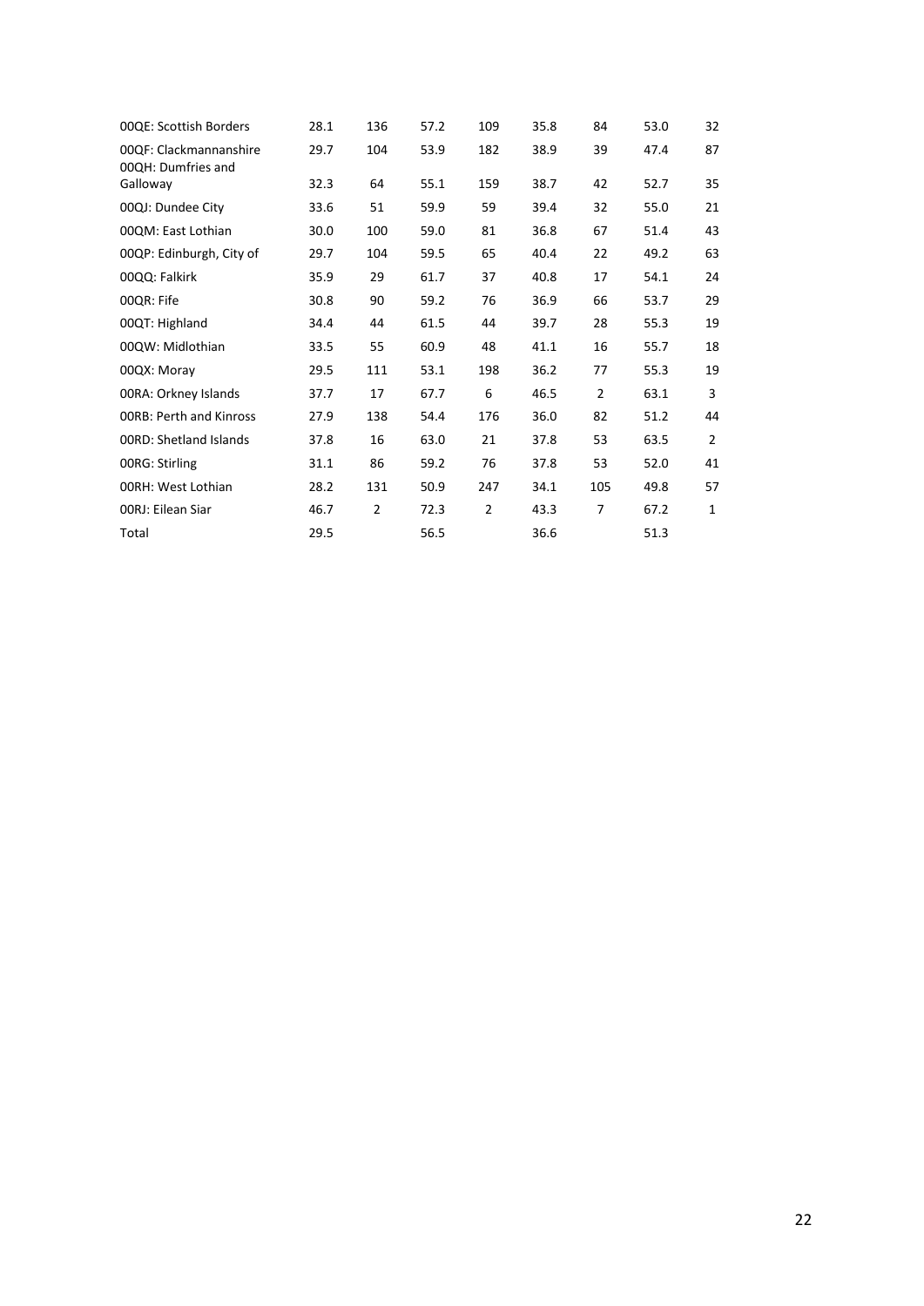| | | | | | | | | |
|---|---|---|---|---|---|---|---|---|
| 00QE: Scottish Borders | 28.1 | 136 | 57.2 | 109 | 35.8 | 84 | 53.0 | 32 |
| 00QF: Clackmannanshire | 29.7 | 104 | 53.9 | 182 | 38.9 | 39 | 47.4 | 87 |
| 00QH: Dumfries and Galloway | 32.3 | 64 | 55.1 | 159 | 38.7 | 42 | 52.7 | 35 |
| 00QJ: Dundee City | 33.6 | 51 | 59.9 | 59 | 39.4 | 32 | 55.0 | 21 |
| 00QM: East Lothian | 30.0 | 100 | 59.0 | 81 | 36.8 | 67 | 51.4 | 43 |
| 00QP: Edinburgh, City of | 29.7 | 104 | 59.5 | 65 | 40.4 | 22 | 49.2 | 63 |
| 00QQ: Falkirk | 35.9 | 29 | 61.7 | 37 | 40.8 | 17 | 54.1 | 24 |
| 00QR: Fife | 30.8 | 90 | 59.2 | 76 | 36.9 | 66 | 53.7 | 29 |
| 00QT: Highland | 34.4 | 44 | 61.5 | 44 | 39.7 | 28 | 55.3 | 19 |
| 00QW: Midlothian | 33.5 | 55 | 60.9 | 48 | 41.1 | 16 | 55.7 | 18 |
| 00QX: Moray | 29.5 | 111 | 53.1 | 198 | 36.2 | 77 | 55.3 | 19 |
| 00RA: Orkney Islands | 37.7 | 17 | 67.7 | 6 | 46.5 | 2 | 63.1 | 3 |
| 00RB: Perth and Kinross | 27.9 | 138 | 54.4 | 176 | 36.0 | 82 | 51.2 | 44 |
| 00RD: Shetland Islands | 37.8 | 16 | 63.0 | 21 | 37.8 | 53 | 63.5 | 2 |
| 00RG: Stirling | 31.1 | 86 | 59.2 | 76 | 37.8 | 53 | 52.0 | 41 |
| 00RH: West Lothian | 28.2 | 131 | 50.9 | 247 | 34.1 | 105 | 49.8 | 57 |
| 00RJ: Eilean Siar | 46.7 | 2 | 72.3 | 2 | 43.3 | 7 | 67.2 | 1 |
| Total | 29.5 | | 56.5 | | 36.6 | | 51.3 | |